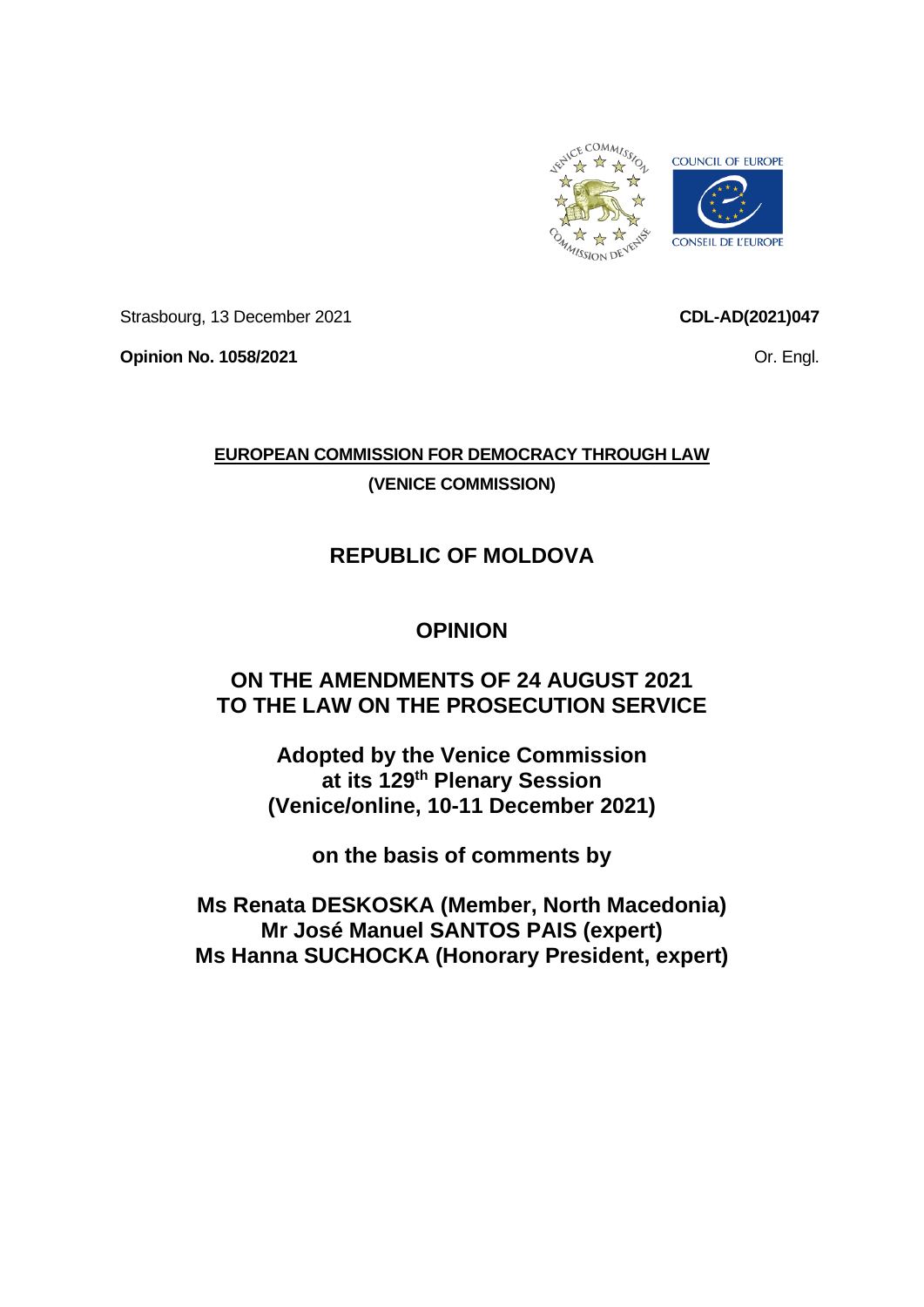Strasbourg, 13 December 2021

**CDL-AD(2021)047**

**Opinion No. 1058/2021**

Or. Engl.

**EUROPEAN COMMISSION FOR DEMOCRACY THROUGH LAW**

**(VENICE COMMISSION)**

# REPUBLIC OF MOLDOVA

# OPINION

# ON THE AMENDMENTS OF 24 AUGUST 2021 TO THE LAW ON THE PROSECUTION SERVICE

**Adopted by the Venice Commission at its 129th Plenary Session (Venice/online, 10-11 December 2021)**

**on the basis of comments by**

**Ms Renata DESKOSKA (Member, North Macedonia)**
**Mr José Manuel SANTOS PAIS (expert)**
**Ms Hanna SUCHOCKA (Honorary President, expert)**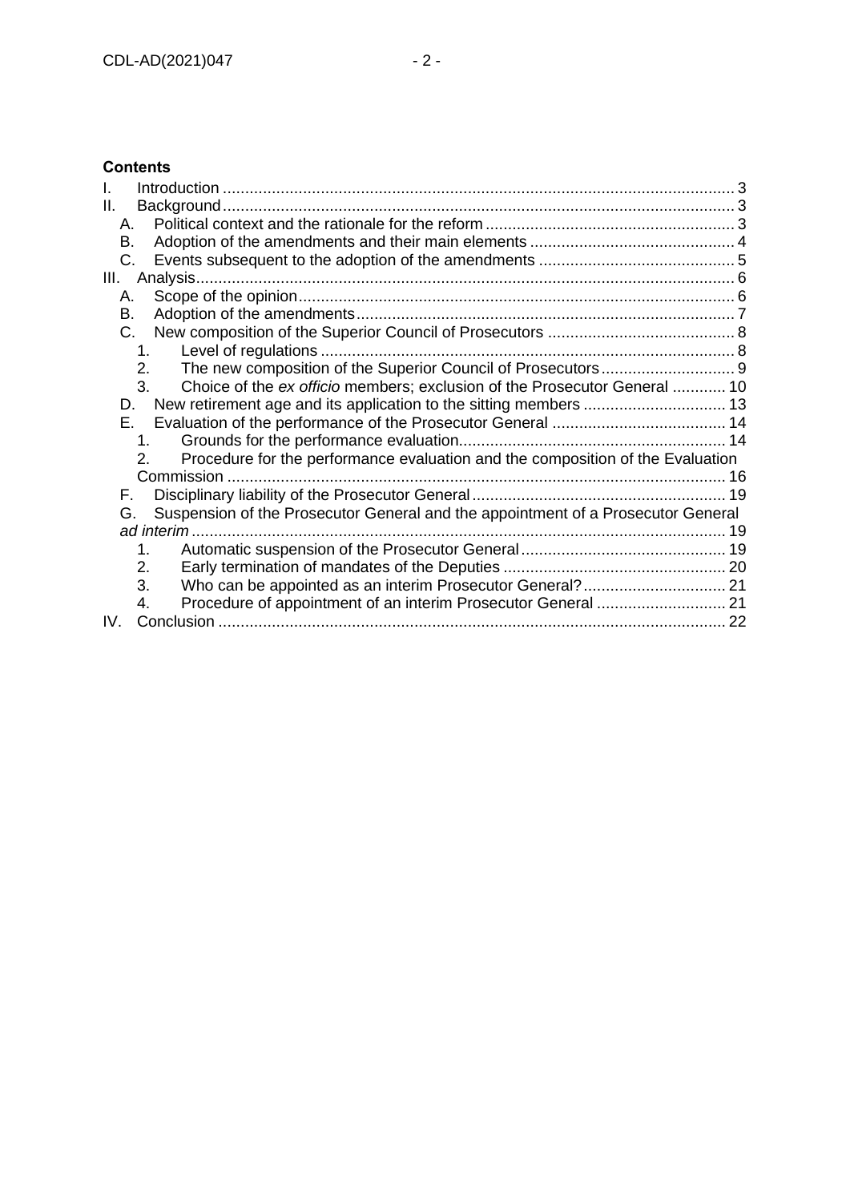**Contents**

I. Introduction ........................................................................................................ 3
II. Background ........................................................................................................ 3
  A. Political context and the rationale for the reform ........................................ 3
  B. Adoption of the amendments and their main elements ............................... 4
  C. Events subsequent to the adoption of the amendments ............................. 5
III. Analysis ........................................................................................................ 6
  A. Scope of the opinion ........................................................................................ 6
  B. Adoption of the amendments .......................................................................... 7
  C. New composition of the Superior Council of Prosecutors ........................... 8
    1. Level of regulations ...................................................................................... 8
    2. The new composition of the Superior Council of Prosecutors .................. 9
    3. Choice of the *ex officio* members; exclusion of the Prosecutor General ............ 10
  D. New retirement age and its application to the sitting members ................ 13
  E. Evaluation of the performance of the Prosecutor General ......................... 14
    1. Grounds for the performance evaluation ..................................................... 14
    2. Procedure for the performance evaluation and the composition of the Evaluation Commission ................................................................................................ 16
  F. Disciplinary liability of the Prosecutor General ............................................ 19
  G. Suspension of the Prosecutor General and the appointment of a Prosecutor General *ad interim* ........................................................................................................ 19
    1. Automatic suspension of the Prosecutor General ....................................... 19
    2. Early termination of mandates of the Deputies .......................................... 20
    3. Who can be appointed as an interim Prosecutor General? ......................... 21
    4. Procedure of appointment of an interim Prosecutor General ..................... 21
IV. Conclusion ........................................................................................................ 22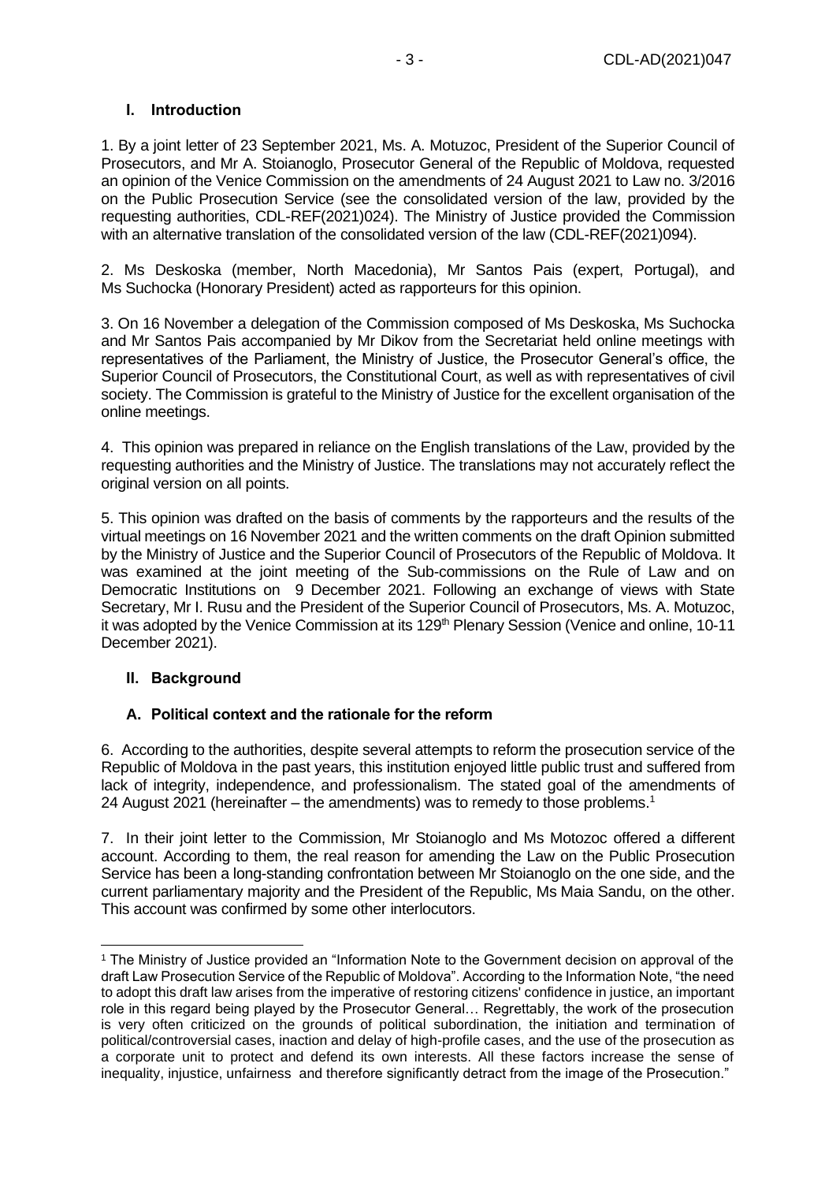## I. Introduction

1. By a joint letter of 23 September 2021, Ms. A. Motuzoc, President of the Superior Council of Prosecutors, and Mr A. Stoianoglo, Prosecutor General of the Republic of Moldova, requested an opinion of the Venice Commission on the amendments of 24 August 2021 to Law no. 3/2016 on the Public Prosecution Service (see the consolidated version of the law, provided by the requesting authorities, CDL-REF(2021)024). The Ministry of Justice provided the Commission with an alternative translation of the consolidated version of the law (CDL-REF(2021)094).

2. Ms Deskoska (member, North Macedonia), Mr Santos Pais (expert, Portugal), and Ms Suchocka (Honorary President) acted as rapporteurs for this opinion.

3. On 16 November a delegation of the Commission composed of Ms Deskoska, Ms Suchocka and Mr Santos Pais accompanied by Mr Dikov from the Secretariat held online meetings with representatives of the Parliament, the Ministry of Justice, the Prosecutor General's office, the Superior Council of Prosecutors, the Constitutional Court, as well as with representatives of civil society. The Commission is grateful to the Ministry of Justice for the excellent organisation of the online meetings.

4. This opinion was prepared in reliance on the English translations of the Law, provided by the requesting authorities and the Ministry of Justice. The translations may not accurately reflect the original version on all points.

5. This opinion was drafted on the basis of comments by the rapporteurs and the results of the virtual meetings on 16 November 2021 and the written comments on the draft Opinion submitted by the Ministry of Justice and the Superior Council of Prosecutors of the Republic of Moldova. It was examined at the joint meeting of the Sub-commissions on the Rule of Law and on Democratic Institutions on 9 December 2021. Following an exchange of views with State Secretary, Mr I. Rusu and the President of the Superior Council of Prosecutors, Ms. A. Motuzoc, it was adopted by the Venice Commission at its 129th Plenary Session (Venice and online, 10-11 December 2021).

## II. Background

### A. Political context and the rationale for the reform

6. According to the authorities, despite several attempts to reform the prosecution service of the Republic of Moldova in the past years, this institution enjoyed little public trust and suffered from lack of integrity, independence, and professionalism. The stated goal of the amendments of 24 August 2021 (hereinafter – the amendments) was to remedy to those problems.[1]

7. In their joint letter to the Commission, Mr Stoianoglo and Ms Motozoc offered a different account. According to them, the real reason for amending the Law on the Public Prosecution Service has been a long-standing confrontation between Mr Stoianoglo on the one side, and the current parliamentary majority and the President of the Republic, Ms Maia Sandu, on the other. This account was confirmed by some other interlocutors.

---

[1] The Ministry of Justice provided an "Information Note to the Government decision on approval of the draft Law Prosecution Service of the Republic of Moldova". According to the Information Note, "the need to adopt this draft law arises from the imperative of restoring citizens' confidence in justice, an important role in this regard being played by the Prosecutor General… Regrettably, the work of the prosecution is very often criticized on the grounds of political subordination, the initiation and termination of political/controversial cases, inaction and delay of high-profile cases, and the use of the prosecution as a corporate unit to protect and defend its own interests. All these factors increase the sense of inequality, injustice, unfairness and therefore significantly detract from the image of the Prosecution."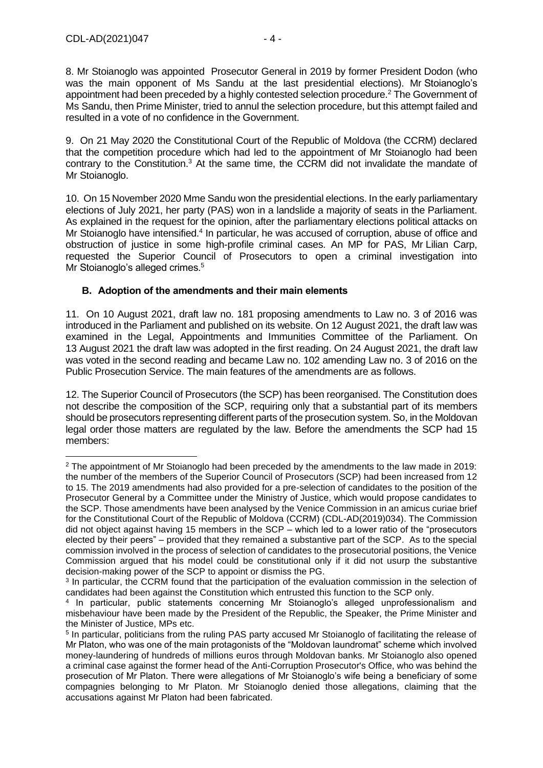8. Mr Stoianoglo was appointed Prosecutor General in 2019 by former President Dodon (who was the main opponent of Ms Sandu at the last presidential elections). Mr Stoianoglo's appointment had been preceded by a highly contested selection procedure.[2] The Government of Ms Sandu, then Prime Minister, tried to annul the selection procedure, but this attempt failed and resulted in a vote of no confidence in the Government.

9. On 21 May 2020 the Constitutional Court of the Republic of Moldova (the CCRM) declared that the competition procedure which had led to the appointment of Mr Stoianoglo had been contrary to the Constitution.[3] At the same time, the CCRM did not invalidate the mandate of Mr Stoianoglo.

10. On 15 November 2020 Mme Sandu won the presidential elections. In the early parliamentary elections of July 2021, her party (PAS) won in a landslide a majority of seats in the Parliament. As explained in the request for the opinion, after the parliamentary elections political attacks on Mr Stoianoglo have intensified.[4] In particular, he was accused of corruption, abuse of office and obstruction of justice in some high-profile criminal cases. An MP for PAS, Mr Lilian Carp, requested the Superior Council of Prosecutors to open a criminal investigation into Mr Stoianoglo's alleged crimes.[5]

### B. Adoption of the amendments and their main elements

11. On 10 August 2021, draft law no. 181 proposing amendments to Law no. 3 of 2016 was introduced in the Parliament and published on its website. On 12 August 2021, the draft law was examined in the Legal, Appointments and Immunities Committee of the Parliament. On 13 August 2021 the draft law was adopted in the first reading. On 24 August 2021, the draft law was voted in the second reading and became Law no. 102 amending Law no. 3 of 2016 on the Public Prosecution Service. The main features of the amendments are as follows.

12. The Superior Council of Prosecutors (the SCP) has been reorganised. The Constitution does not describe the composition of the SCP, requiring only that a substantial part of its members should be prosecutors representing different parts of the prosecution system. So, in the Moldovan legal order those matters are regulated by the law. Before the amendments the SCP had 15 members:

---

[2] The appointment of Mr Stoianoglo had been preceded by the amendments to the law made in 2019: the number of the members of the Superior Council of Prosecutors (SCP) had been increased from 12 to 15. The 2019 amendments had also provided for a pre-selection of candidates to the position of the Prosecutor General by a Committee under the Ministry of Justice, which would propose candidates to the SCP. Those amendments have been analysed by the Venice Commission in an amicus curiae brief for the Constitutional Court of the Republic of Moldova (CCRM) (CDL-AD(2019)034). The Commission did not object against having 15 members in the SCP – which led to a lower ratio of the "prosecutors elected by their peers" – provided that they remained a substantive part of the SCP. As to the special commission involved in the process of selection of candidates to the prosecutorial positions, the Venice Commission argued that his model could be constitutional only if it did not usurp the substantive decision-making power of the SCP to appoint or dismiss the PG.

[3] In particular, the CCRM found that the participation of the evaluation commission in the selection of candidates had been against the Constitution which entrusted this function to the SCP only.

[4] In particular, public statements concerning Mr Stoianoglo's alleged unprofessionalism and misbehaviour have been made by the President of the Republic, the Speaker, the Prime Minister and the Minister of Justice, MPs etc.

[5] In particular, politicians from the ruling PAS party accused Mr Stoianoglo of facilitating the release of Mr Platon, who was one of the main protagonists of the "Moldovan laundromat" scheme which involved money-laundering of hundreds of millions euros through Moldovan banks. Mr Stoianoglo also opened a criminal case against the former head of the Anti-Corruption Prosecutor's Office, who was behind the prosecution of Mr Platon. There were allegations of Mr Stoianoglo's wife being a beneficiary of some compagnies belonging to Mr Platon. Mr Stoianoglo denied those allegations, claiming that the accusations against Mr Platon had been fabricated.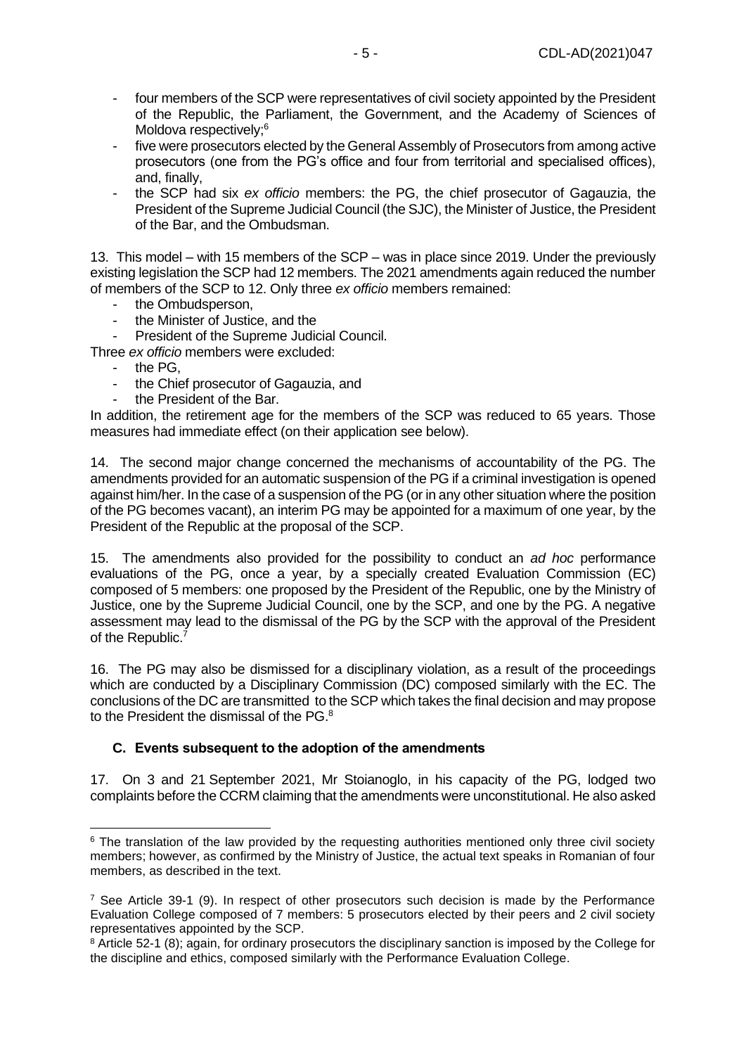- four members of the SCP were representatives of civil society appointed by the President of the Republic, the Parliament, the Government, and the Academy of Sciences of Moldova respectively;[6]
- five were prosecutors elected by the General Assembly of Prosecutors from among active prosecutors (one from the PG's office and four from territorial and specialised offices), and, finally,
- the SCP had six *ex officio* members: the PG, the chief prosecutor of Gagauzia, the President of the Supreme Judicial Council (the SJC), the Minister of Justice, the President of the Bar, and the Ombudsman.

13. This model – with 15 members of the SCP – was in place since 2019. Under the previously existing legislation the SCP had 12 members. The 2021 amendments again reduced the number of members of the SCP to 12. Only three *ex officio* members remained:

- the Ombudsperson,
- the Minister of Justice, and the
- President of the Supreme Judicial Council.

Three *ex officio* members were excluded:

- the PG,
- the Chief prosecutor of Gagauzia, and
- the President of the Bar.

In addition, the retirement age for the members of the SCP was reduced to 65 years. Those measures had immediate effect (on their application see below).

14. The second major change concerned the mechanisms of accountability of the PG. The amendments provided for an automatic suspension of the PG if a criminal investigation is opened against him/her. In the case of a suspension of the PG (or in any other situation where the position of the PG becomes vacant), an interim PG may be appointed for a maximum of one year, by the President of the Republic at the proposal of the SCP.

15. The amendments also provided for the possibility to conduct an *ad hoc* performance evaluations of the PG, once a year, by a specially created Evaluation Commission (EC) composed of 5 members: one proposed by the President of the Republic, one by the Ministry of Justice, one by the Supreme Judicial Council, one by the SCP, and one by the PG. A negative assessment may lead to the dismissal of the PG by the SCP with the approval of the President of the Republic.[7]

16. The PG may also be dismissed for a disciplinary violation, as a result of the proceedings which are conducted by a Disciplinary Commission (DC) composed similarly with the EC. The conclusions of the DC are transmitted to the SCP which takes the final decision and may propose to the President the dismissal of the PG.[8]

### C. Events subsequent to the adoption of the amendments

17. On 3 and 21 September 2021, Mr Stoianoglo, in his capacity of the PG, lodged two complaints before the CCRM claiming that the amendments were unconstitutional. He also asked

[6] The translation of the law provided by the requesting authorities mentioned only three civil society members; however, as confirmed by the Ministry of Justice, the actual text speaks in Romanian of four members, as described in the text.

[7] See Article 39-1 (9). In respect of other prosecutors such decision is made by the Performance Evaluation College composed of 7 members: 5 prosecutors elected by their peers and 2 civil society representatives appointed by the SCP.

[8] Article 52-1 (8); again, for ordinary prosecutors the disciplinary sanction is imposed by the College for the discipline and ethics, composed similarly with the Performance Evaluation College.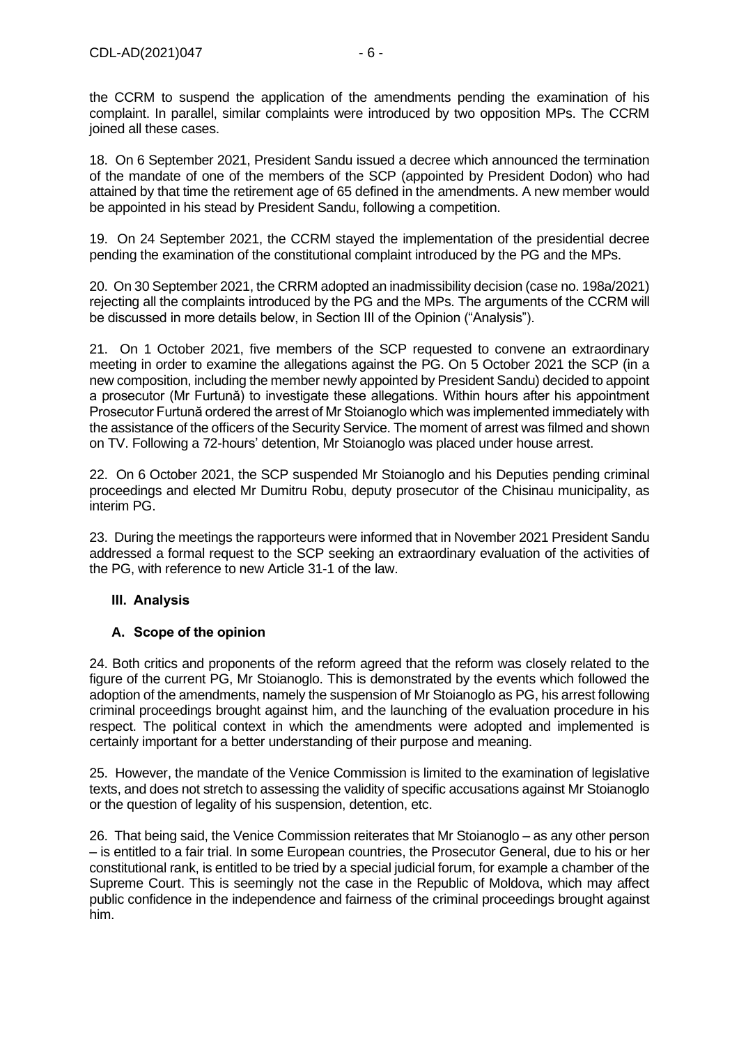the CCRM to suspend the application of the amendments pending the examination of his complaint. In parallel, similar complaints were introduced by two opposition MPs. The CCRM joined all these cases.

18. On 6 September 2021, President Sandu issued a decree which announced the termination of the mandate of one of the members of the SCP (appointed by President Dodon) who had attained by that time the retirement age of 65 defined in the amendments. A new member would be appointed in his stead by President Sandu, following a competition.

19. On 24 September 2021, the CCRM stayed the implementation of the presidential decree pending the examination of the constitutional complaint introduced by the PG and the MPs.

20. On 30 September 2021, the CRRM adopted an inadmissibility decision (case no. 198a/2021) rejecting all the complaints introduced by the PG and the MPs. The arguments of the CCRM will be discussed in more details below, in Section III of the Opinion ("Analysis").

21. On 1 October 2021, five members of the SCP requested to convene an extraordinary meeting in order to examine the allegations against the PG. On 5 October 2021 the SCP (in a new composition, including the member newly appointed by President Sandu) decided to appoint a prosecutor (Mr Furtună) to investigate these allegations. Within hours after his appointment Prosecutor Furtună ordered the arrest of Mr Stoianoglo which was implemented immediately with the assistance of the officers of the Security Service. The moment of arrest was filmed and shown on TV. Following a 72-hours' detention, Mr Stoianoglo was placed under house arrest.

22. On 6 October 2021, the SCP suspended Mr Stoianoglo and his Deputies pending criminal proceedings and elected Mr Dumitru Robu, deputy prosecutor of the Chisinau municipality, as interim PG.

23. During the meetings the rapporteurs were informed that in November 2021 President Sandu addressed a formal request to the SCP seeking an extraordinary evaluation of the activities of the PG, with reference to new Article 31-1 of the law.

## III. Analysis

### A. Scope of the opinion

24. Both critics and proponents of the reform agreed that the reform was closely related to the figure of the current PG, Mr Stoianoglo. This is demonstrated by the events which followed the adoption of the amendments, namely the suspension of Mr Stoianoglo as PG, his arrest following criminal proceedings brought against him, and the launching of the evaluation procedure in his respect. The political context in which the amendments were adopted and implemented is certainly important for a better understanding of their purpose and meaning.

25. However, the mandate of the Venice Commission is limited to the examination of legislative texts, and does not stretch to assessing the validity of specific accusations against Mr Stoianoglo or the question of legality of his suspension, detention, etc.

26. That being said, the Venice Commission reiterates that Mr Stoianoglo – as any other person – is entitled to a fair trial. In some European countries, the Prosecutor General, due to his or her constitutional rank, is entitled to be tried by a special judicial forum, for example a chamber of the Supreme Court. This is seemingly not the case in the Republic of Moldova, which may affect public confidence in the independence and fairness of the criminal proceedings brought against him.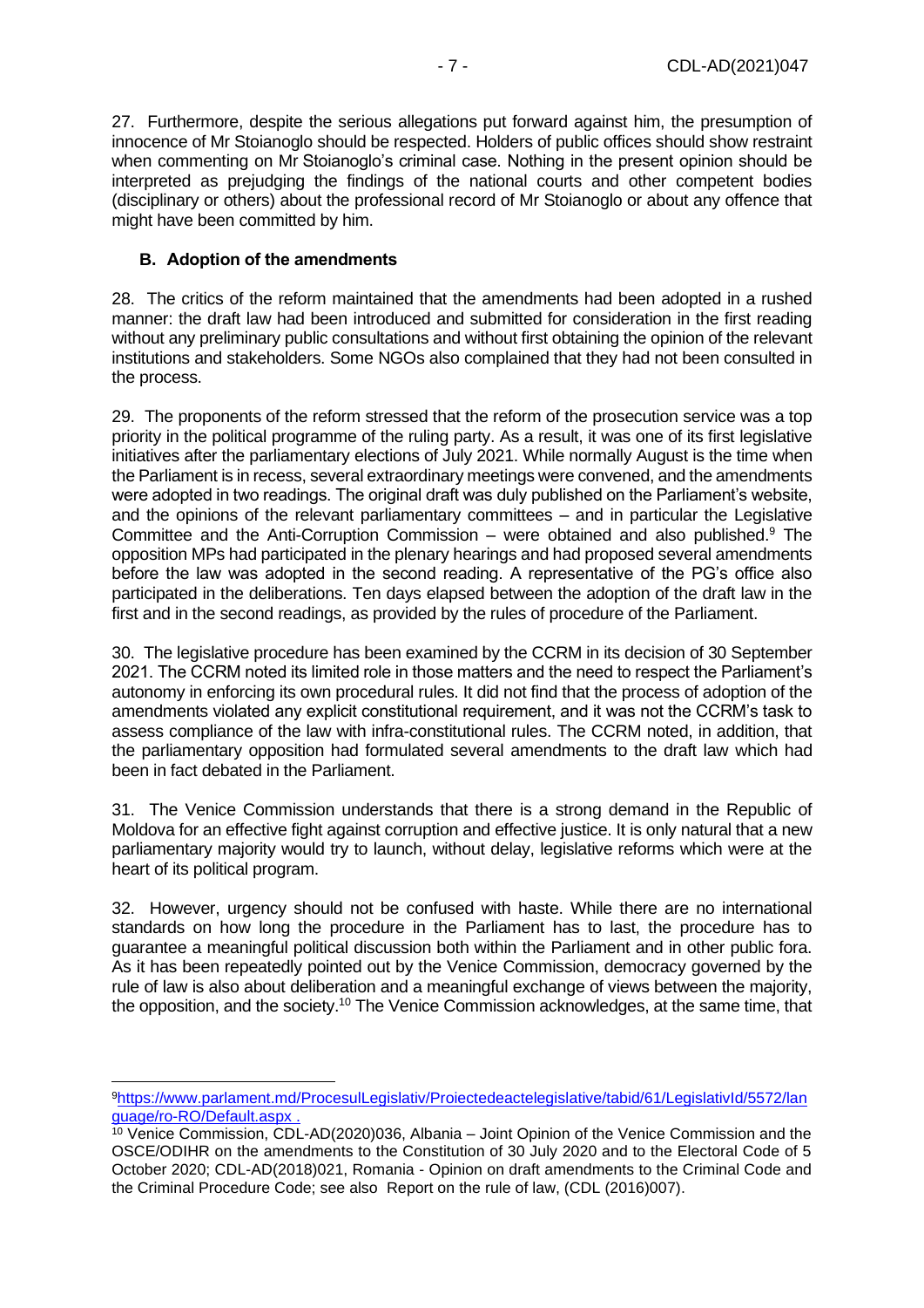27. Furthermore, despite the serious allegations put forward against him, the presumption of innocence of Mr Stoianoglo should be respected. Holders of public offices should show restraint when commenting on Mr Stoianoglo's criminal case. Nothing in the present opinion should be interpreted as prejudging the findings of the national courts and other competent bodies (disciplinary or others) about the professional record of Mr Stoianoglo or about any offence that might have been committed by him.

### B. Adoption of the amendments

28. The critics of the reform maintained that the amendments had been adopted in a rushed manner: the draft law had been introduced and submitted for consideration in the first reading without any preliminary public consultations and without first obtaining the opinion of the relevant institutions and stakeholders. Some NGOs also complained that they had not been consulted in the process.

29. The proponents of the reform stressed that the reform of the prosecution service was a top priority in the political programme of the ruling party. As a result, it was one of its first legislative initiatives after the parliamentary elections of July 2021. While normally August is the time when the Parliament is in recess, several extraordinary meetings were convened, and the amendments were adopted in two readings. The original draft was duly published on the Parliament's website, and the opinions of the relevant parliamentary committees – and in particular the Legislative Committee and the Anti-Corruption Commission – were obtained and also published.[9] The opposition MPs had participated in the plenary hearings and had proposed several amendments before the law was adopted in the second reading. A representative of the PG's office also participated in the deliberations. Ten days elapsed between the adoption of the draft law in the first and in the second readings, as provided by the rules of procedure of the Parliament.

30. The legislative procedure has been examined by the CCRM in its decision of 30 September 2021. The CCRM noted its limited role in those matters and the need to respect the Parliament's autonomy in enforcing its own procedural rules. It did not find that the process of adoption of the amendments violated any explicit constitutional requirement, and it was not the CCRM's task to assess compliance of the law with infra-constitutional rules. The CCRM noted, in addition, that the parliamentary opposition had formulated several amendments to the draft law which had been in fact debated in the Parliament.

31. The Venice Commission understands that there is a strong demand in the Republic of Moldova for an effective fight against corruption and effective justice. It is only natural that a new parliamentary majority would try to launch, without delay, legislative reforms which were at the heart of its political program.

32. However, urgency should not be confused with haste. While there are no international standards on how long the procedure in the Parliament has to last, the procedure has to guarantee a meaningful political discussion both within the Parliament and in other public fora. As it has been repeatedly pointed out by the Venice Commission, democracy governed by the rule of law is also about deliberation and a meaningful exchange of views between the majority, the opposition, and the society.[10] The Venice Commission acknowledges, at the same time, that

---

[9] https://www.parlament.md/ProcesulLegislativ/Proiectedeactelegislative/tabid/61/LegislativId/5572/language/ro-RO/Default.aspx .

[10] Venice Commission, CDL-AD(2020)036, Albania – Joint Opinion of the Venice Commission and the OSCE/ODIHR on the amendments to the Constitution of 30 July 2020 and to the Electoral Code of 5 October 2020; CDL-AD(2018)021, Romania - Opinion on draft amendments to the Criminal Code and the Criminal Procedure Code; see also Report on the rule of law, (CDL (2016)007).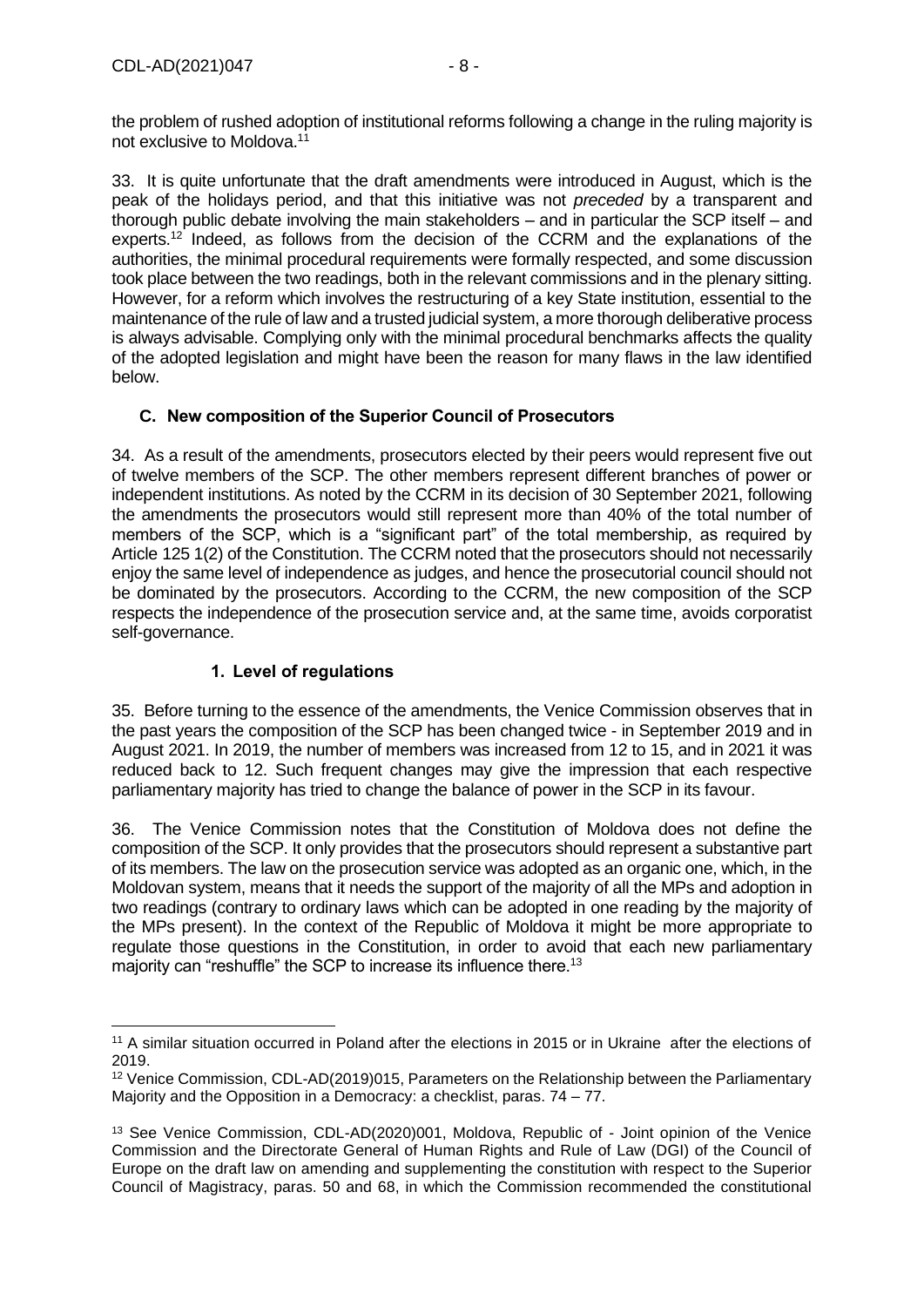the problem of rushed adoption of institutional reforms following a change in the ruling majority is not exclusive to Moldova.[11]

33. It is quite unfortunate that the draft amendments were introduced in August, which is the peak of the holidays period, and that this initiative was not *preceded* by a transparent and thorough public debate involving the main stakeholders – and in particular the SCP itself – and experts.[12] Indeed, as follows from the decision of the CCRM and the explanations of the authorities, the minimal procedural requirements were formally respected, and some discussion took place between the two readings, both in the relevant commissions and in the plenary sitting. However, for a reform which involves the restructuring of a key State institution, essential to the maintenance of the rule of law and a trusted judicial system, a more thorough deliberative process is always advisable. Complying only with the minimal procedural benchmarks affects the quality of the adopted legislation and might have been the reason for many flaws in the law identified below.

### C. New composition of the Superior Council of Prosecutors

34. As a result of the amendments, prosecutors elected by their peers would represent five out of twelve members of the SCP. The other members represent different branches of power or independent institutions. As noted by the CCRM in its decision of 30 September 2021, following the amendments the prosecutors would still represent more than 40% of the total number of members of the SCP, which is a "significant part" of the total membership, as required by Article 125 1(2) of the Constitution. The CCRM noted that the prosecutors should not necessarily enjoy the same level of independence as judges, and hence the prosecutorial council should not be dominated by the prosecutors. According to the CCRM, the new composition of the SCP respects the independence of the prosecution service and, at the same time, avoids corporatist self-governance.

#### 1. Level of regulations

35. Before turning to the essence of the amendments, the Venice Commission observes that in the past years the composition of the SCP has been changed twice - in September 2019 and in August 2021. In 2019, the number of members was increased from 12 to 15, and in 2021 it was reduced back to 12. Such frequent changes may give the impression that each respective parliamentary majority has tried to change the balance of power in the SCP in its favour.

36. The Venice Commission notes that the Constitution of Moldova does not define the composition of the SCP. It only provides that the prosecutors should represent a substantive part of its members. The law on the prosecution service was adopted as an organic one, which, in the Moldovan system, means that it needs the support of the majority of all the MPs and adoption in two readings (contrary to ordinary laws which can be adopted in one reading by the majority of the MPs present). In the context of the Republic of Moldova it might be more appropriate to regulate those questions in the Constitution, in order to avoid that each new parliamentary majority can "reshuffle" the SCP to increase its influence there.[13]

---

[11] A similar situation occurred in Poland after the elections in 2015 or in Ukraine after the elections of 2019.

[12] Venice Commission, CDL-AD(2019)015, Parameters on the Relationship between the Parliamentary Majority and the Opposition in a Democracy: a checklist, paras. 74 – 77.

[13] See Venice Commission, CDL-AD(2020)001, Moldova, Republic of - Joint opinion of the Venice Commission and the Directorate General of Human Rights and Rule of Law (DGI) of the Council of Europe on the draft law on amending and supplementing the constitution with respect to the Superior Council of Magistracy, paras. 50 and 68, in which the Commission recommended the constitutional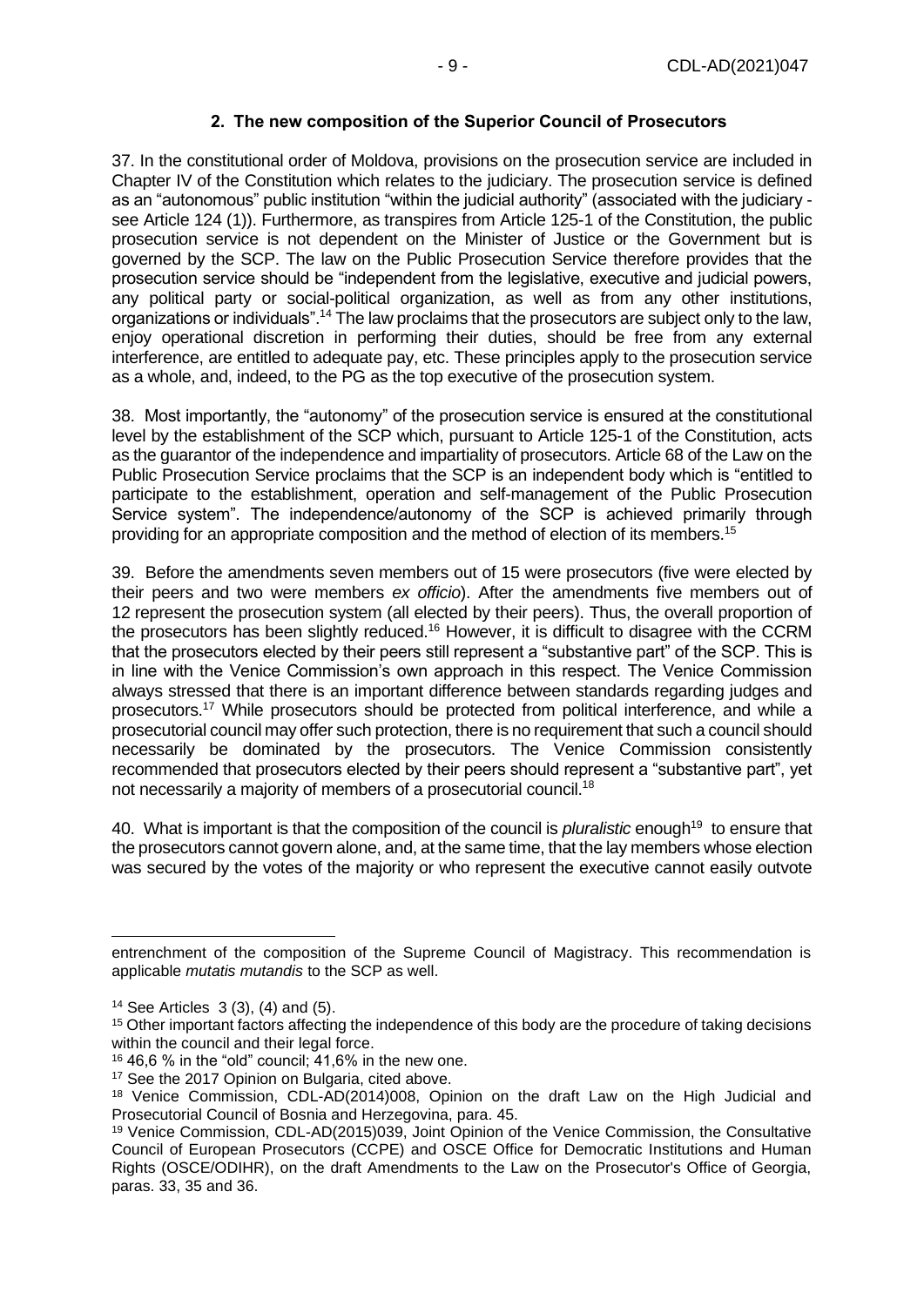### 2. The new composition of the Superior Council of Prosecutors

37. In the constitutional order of Moldova, provisions on the prosecution service are included in Chapter IV of the Constitution which relates to the judiciary. The prosecution service is defined as an "autonomous" public institution "within the judicial authority" (associated with the judiciary - see Article 124 (1)). Furthermore, as transpires from Article 125-1 of the Constitution, the public prosecution service is not dependent on the Minister of Justice or the Government but is governed by the SCP. The law on the Public Prosecution Service therefore provides that the prosecution service should be "independent from the legislative, executive and judicial powers, any political party or social-political organization, as well as from any other institutions, organizations or individuals".[14] The law proclaims that the prosecutors are subject only to the law, enjoy operational discretion in performing their duties, should be free from any external interference, are entitled to adequate pay, etc. These principles apply to the prosecution service as a whole, and, indeed, to the PG as the top executive of the prosecution system.

38. Most importantly, the "autonomy" of the prosecution service is ensured at the constitutional level by the establishment of the SCP which, pursuant to Article 125-1 of the Constitution, acts as the guarantor of the independence and impartiality of prosecutors. Article 68 of the Law on the Public Prosecution Service proclaims that the SCP is an independent body which is "entitled to participate to the establishment, operation and self-management of the Public Prosecution Service system". The independence/autonomy of the SCP is achieved primarily through providing for an appropriate composition and the method of election of its members.[15]

39. Before the amendments seven members out of 15 were prosecutors (five were elected by their peers and two were members *ex officio*). After the amendments five members out of 12 represent the prosecution system (all elected by their peers). Thus, the overall proportion of the prosecutors has been slightly reduced.[16] However, it is difficult to disagree with the CCRM that the prosecutors elected by their peers still represent a "substantive part" of the SCP. This is in line with the Venice Commission's own approach in this respect. The Venice Commission always stressed that there is an important difference between standards regarding judges and prosecutors.[17] While prosecutors should be protected from political interference, and while a prosecutorial council may offer such protection, there is no requirement that such a council should necessarily be dominated by the prosecutors. The Venice Commission consistently recommended that prosecutors elected by their peers should represent a "substantive part", yet not necessarily a majority of members of a prosecutorial council.[18]

40. What is important is that the composition of the council is *pluralistic* enough[19] to ensure that the prosecutors cannot govern alone, and, at the same time, that the lay members whose election was secured by the votes of the majority or who represent the executive cannot easily outvote

---

entrenchment of the composition of the Supreme Council of Magistracy. This recommendation is applicable *mutatis mutandis* to the SCP as well.

[14] See Articles 3 (3), (4) and (5).

[15] Other important factors affecting the independence of this body are the procedure of taking decisions within the council and their legal force.

[16] 46,6 % in the "old" council; 41,6% in the new one.

[17] See the 2017 Opinion on Bulgaria, cited above.

[18] Venice Commission, CDL-AD(2014)008, Opinion on the draft Law on the High Judicial and Prosecutorial Council of Bosnia and Herzegovina, para. 45.

[19] Venice Commission, CDL-AD(2015)039, Joint Opinion of the Venice Commission, the Consultative Council of European Prosecutors (CCPE) and OSCE Office for Democratic Institutions and Human Rights (OSCE/ODIHR), on the draft Amendments to the Law on the Prosecutor's Office of Georgia, paras. 33, 35 and 36.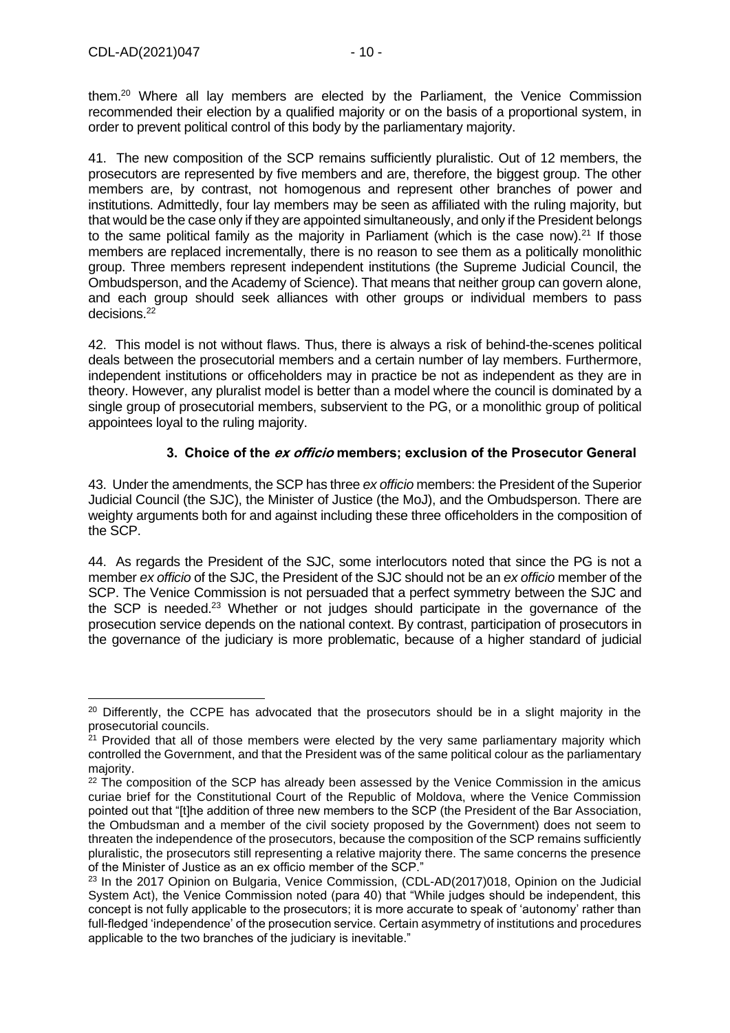them.[20] Where all lay members are elected by the Parliament, the Venice Commission recommended their election by a qualified majority or on the basis of a proportional system, in order to prevent political control of this body by the parliamentary majority.

41. The new composition of the SCP remains sufficiently pluralistic. Out of 12 members, the prosecutors are represented by five members and are, therefore, the biggest group. The other members are, by contrast, not homogenous and represent other branches of power and institutions. Admittedly, four lay members may be seen as affiliated with the ruling majority, but that would be the case only if they are appointed simultaneously, and only if the President belongs to the same political family as the majority in Parliament (which is the case now).[21] If those members are replaced incrementally, there is no reason to see them as a politically monolithic group. Three members represent independent institutions (the Supreme Judicial Council, the Ombudsperson, and the Academy of Science). That means that neither group can govern alone, and each group should seek alliances with other groups or individual members to pass decisions.[22]

42. This model is not without flaws. Thus, there is always a risk of behind-the-scenes political deals between the prosecutorial members and a certain number of lay members. Furthermore, independent institutions or officeholders may in practice be not as independent as they are in theory. However, any pluralist model is better than a model where the council is dominated by a single group of prosecutorial members, subservient to the PG, or a monolithic group of political appointees loyal to the ruling majority.

### 3. Choice of the *ex officio* members; exclusion of the Prosecutor General

43. Under the amendments, the SCP has three *ex officio* members: the President of the Superior Judicial Council (the SJC), the Minister of Justice (the MoJ), and the Ombudsperson. There are weighty arguments both for and against including these three officeholders in the composition of the SCP.

44. As regards the President of the SJC, some interlocutors noted that since the PG is not a member *ex officio* of the SJC, the President of the SJC should not be an *ex officio* member of the SCP. The Venice Commission is not persuaded that a perfect symmetry between the SJC and the SCP is needed.[23] Whether or not judges should participate in the governance of the prosecution service depends on the national context. By contrast, participation of prosecutors in the governance of the judiciary is more problematic, because of a higher standard of judicial

---

[20] Differently, the CCPE has advocated that the prosecutors should be in a slight majority in the prosecutorial councils.

[21] Provided that all of those members were elected by the very same parliamentary majority which controlled the Government, and that the President was of the same political colour as the parliamentary majority.

[22] The composition of the SCP has already been assessed by the Venice Commission in the amicus curiae brief for the Constitutional Court of the Republic of Moldova, where the Venice Commission pointed out that "[t]he addition of three new members to the SCP (the President of the Bar Association, the Ombudsman and a member of the civil society proposed by the Government) does not seem to threaten the independence of the prosecutors, because the composition of the SCP remains sufficiently pluralistic, the prosecutors still representing a relative majority there. The same concerns the presence of the Minister of Justice as an ex officio member of the SCP."

[23] In the 2017 Opinion on Bulgaria, Venice Commission, (CDL-AD(2017)018, Opinion on the Judicial System Act), the Venice Commission noted (para 40) that "While judges should be independent, this concept is not fully applicable to the prosecutors; it is more accurate to speak of 'autonomy' rather than full-fledged 'independence' of the prosecution service. Certain asymmetry of institutions and procedures applicable to the two branches of the judiciary is inevitable."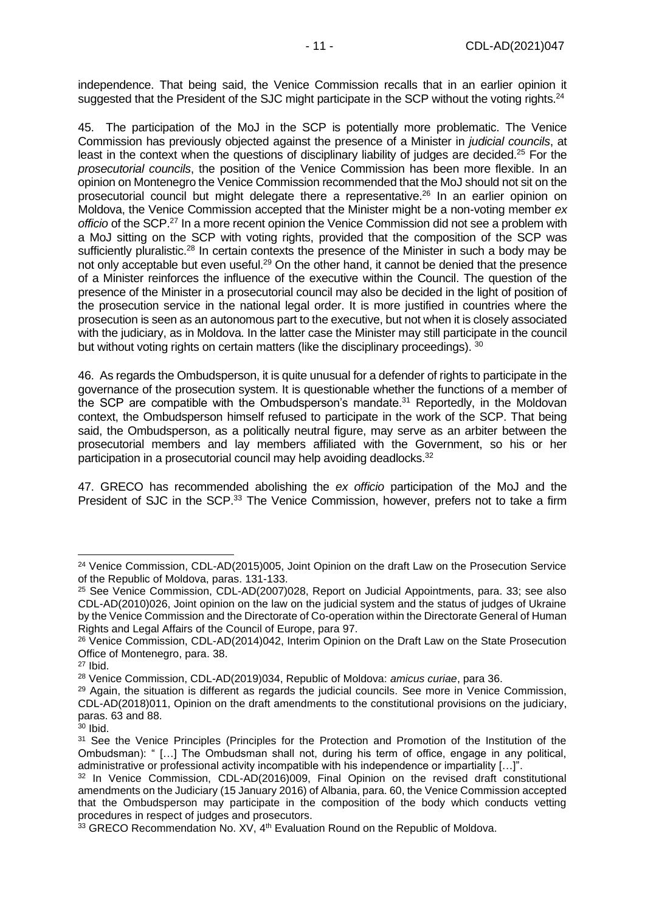independence. That being said, the Venice Commission recalls that in an earlier opinion it suggested that the President of the SJC might participate in the SCP without the voting rights.[24]

45. The participation of the MoJ in the SCP is potentially more problematic. The Venice Commission has previously objected against the presence of a Minister in *judicial councils*, at least in the context when the questions of disciplinary liability of judges are decided.[25] For the *prosecutorial councils*, the position of the Venice Commission has been more flexible. In an opinion on Montenegro the Venice Commission recommended that the MoJ should not sit on the prosecutorial council but might delegate there a representative.[26] In an earlier opinion on Moldova, the Venice Commission accepted that the Minister might be a non-voting member *ex officio* of the SCP.[27] In a more recent opinion the Venice Commission did not see a problem with a MoJ sitting on the SCP with voting rights, provided that the composition of the SCP was sufficiently pluralistic.[28] In certain contexts the presence of the Minister in such a body may be not only acceptable but even useful.[29] On the other hand, it cannot be denied that the presence of a Minister reinforces the influence of the executive within the Council. The question of the presence of the Minister in a prosecutorial council may also be decided in the light of position of the prosecution service in the national legal order. It is more justified in countries where the prosecution is seen as an autonomous part to the executive, but not when it is closely associated with the judiciary, as in Moldova. In the latter case the Minister may still participate in the council but without voting rights on certain matters (like the disciplinary proceedings). [30]

46. As regards the Ombudsperson, it is quite unusual for a defender of rights to participate in the governance of the prosecution system. It is questionable whether the functions of a member of the SCP are compatible with the Ombudsperson's mandate.[31] Reportedly, in the Moldovan context, the Ombudsperson himself refused to participate in the work of the SCP. That being said, the Ombudsperson, as a politically neutral figure, may serve as an arbiter between the prosecutorial members and lay members affiliated with the Government, so his or her participation in a prosecutorial council may help avoiding deadlocks.[32]

47. GRECO has recommended abolishing the *ex officio* participation of the MoJ and the President of SJC in the SCP.[33] The Venice Commission, however, prefers not to take a firm

---

[24] Venice Commission, CDL-AD(2015)005, Joint Opinion on the draft Law on the Prosecution Service of the Republic of Moldova, paras. 131-133.

[25] See Venice Commission, CDL-AD(2007)028, Report on Judicial Appointments, para. 33; see also CDL-AD(2010)026, Joint opinion on the law on the judicial system and the status of judges of Ukraine by the Venice Commission and the Directorate of Co-operation within the Directorate General of Human Rights and Legal Affairs of the Council of Europe, para 97.

[26] Venice Commission, CDL-AD(2014)042, Interim Opinion on the Draft Law on the State Prosecution Office of Montenegro, para. 38.

[27] Ibid.

[28] Venice Commission, CDL-AD(2019)034, Republic of Moldova: *amicus curiae*, para 36.

[29] Again, the situation is different as regards the judicial councils. See more in Venice Commission, CDL-AD(2018)011, Opinion on the draft amendments to the constitutional provisions on the judiciary, paras. 63 and 88.

[30] Ibid.

[31] See the Venice Principles (Principles for the Protection and Promotion of the Institution of the Ombudsman): " […] The Ombudsman shall not, during his term of office, engage in any political, administrative or professional activity incompatible with his independence or impartiality […]".

[32] In Venice Commission, CDL-AD(2016)009, Final Opinion on the revised draft constitutional amendments on the Judiciary (15 January 2016) of Albania, para. 60, the Venice Commission accepted that the Ombudsperson may participate in the composition of the body which conducts vetting procedures in respect of judges and prosecutors.

[33] GRECO Recommendation No. XV, 4th Evaluation Round on the Republic of Moldova.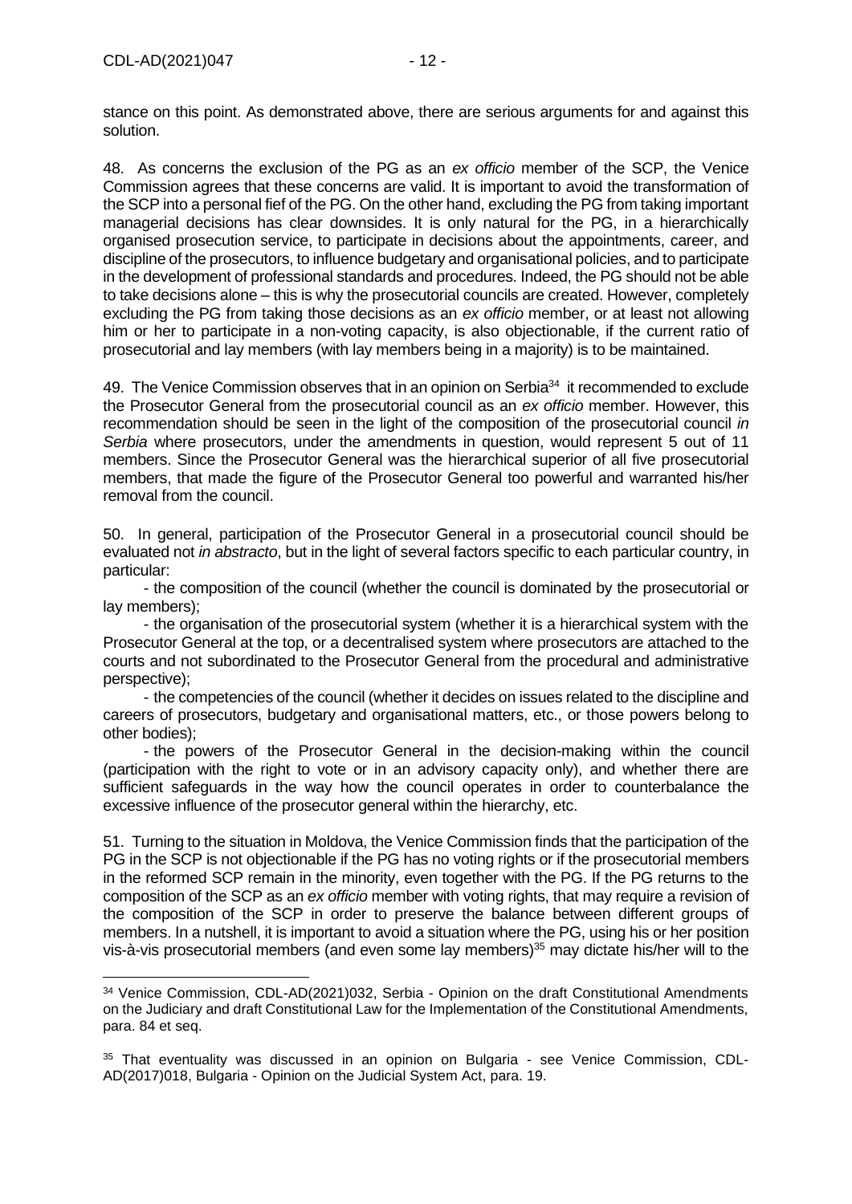stance on this point. As demonstrated above, there are serious arguments for and against this solution.

48. As concerns the exclusion of the PG as an *ex officio* member of the SCP, the Venice Commission agrees that these concerns are valid. It is important to avoid the transformation of the SCP into a personal fief of the PG. On the other hand, excluding the PG from taking important managerial decisions has clear downsides. It is only natural for the PG, in a hierarchically organised prosecution service, to participate in decisions about the appointments, career, and discipline of the prosecutors, to influence budgetary and organisational policies, and to participate in the development of professional standards and procedures. Indeed, the PG should not be able to take decisions alone – this is why the prosecutorial councils are created. However, completely excluding the PG from taking those decisions as an *ex officio* member, or at least not allowing him or her to participate in a non-voting capacity, is also objectionable, if the current ratio of prosecutorial and lay members (with lay members being in a majority) is to be maintained.

49. The Venice Commission observes that in an opinion on Serbia[34] it recommended to exclude the Prosecutor General from the prosecutorial council as an *ex officio* member. However, this recommendation should be seen in the light of the composition of the prosecutorial council *in Serbia* where prosecutors, under the amendments in question, would represent 5 out of 11 members. Since the Prosecutor General was the hierarchical superior of all five prosecutorial members, that made the figure of the Prosecutor General too powerful and warranted his/her removal from the council.

50. In general, participation of the Prosecutor General in a prosecutorial council should be evaluated not *in abstracto*, but in the light of several factors specific to each particular country, in particular:

- the composition of the council (whether the council is dominated by the prosecutorial or lay members);
- the organisation of the prosecutorial system (whether it is a hierarchical system with the Prosecutor General at the top, or a decentralised system where prosecutors are attached to the courts and not subordinated to the Prosecutor General from the procedural and administrative perspective);
- the competencies of the council (whether it decides on issues related to the discipline and careers of prosecutors, budgetary and organisational matters, etc., or those powers belong to other bodies);
- the powers of the Prosecutor General in the decision-making within the council (participation with the right to vote or in an advisory capacity only), and whether there are sufficient safeguards in the way how the council operates in order to counterbalance the excessive influence of the prosecutor general within the hierarchy, etc.

51. Turning to the situation in Moldova, the Venice Commission finds that the participation of the PG in the SCP is not objectionable if the PG has no voting rights or if the prosecutorial members in the reformed SCP remain in the minority, even together with the PG. If the PG returns to the composition of the SCP as an *ex officio* member with voting rights, that may require a revision of the composition of the SCP in order to preserve the balance between different groups of members. In a nutshell, it is important to avoid a situation where the PG, using his or her position vis-à-vis prosecutorial members (and even some lay members)[35] may dictate his/her will to the

---

[34] Venice Commission, CDL-AD(2021)032, Serbia - Opinion on the draft Constitutional Amendments on the Judiciary and draft Constitutional Law for the Implementation of the Constitutional Amendments, para. 84 et seq.

[35] That eventuality was discussed in an opinion on Bulgaria - see Venice Commission, CDL-AD(2017)018, Bulgaria - Opinion on the Judicial System Act, para. 19.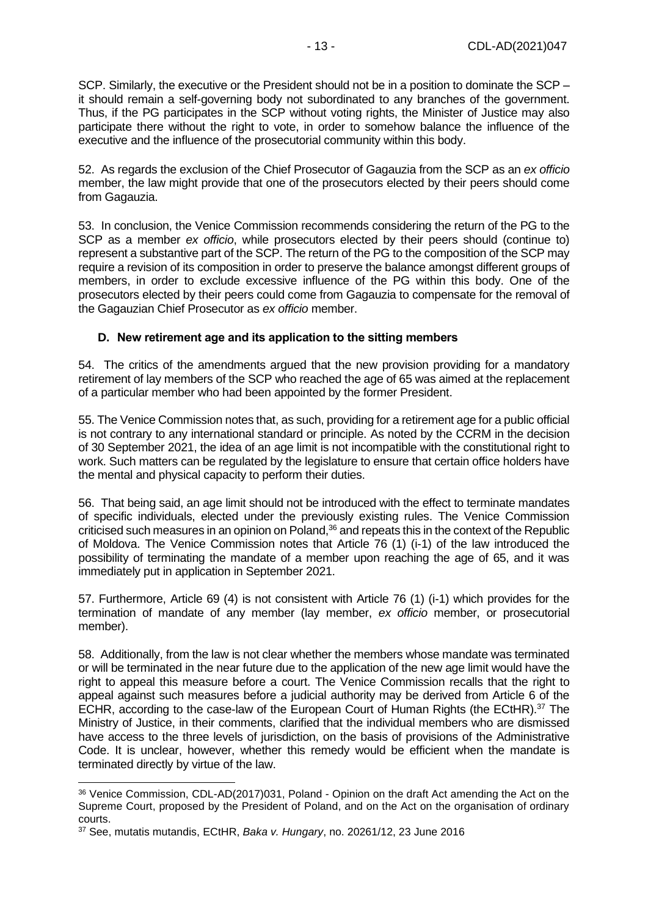SCP. Similarly, the executive or the President should not be in a position to dominate the SCP – it should remain a self-governing body not subordinated to any branches of the government. Thus, if the PG participates in the SCP without voting rights, the Minister of Justice may also participate there without the right to vote, in order to somehow balance the influence of the executive and the influence of the prosecutorial community within this body.

52. As regards the exclusion of the Chief Prosecutor of Gagauzia from the SCP as an *ex officio* member, the law might provide that one of the prosecutors elected by their peers should come from Gagauzia.

53. In conclusion, the Venice Commission recommends considering the return of the PG to the SCP as a member *ex officio*, while prosecutors elected by their peers should (continue to) represent a substantive part of the SCP. The return of the PG to the composition of the SCP may require a revision of its composition in order to preserve the balance amongst different groups of members, in order to exclude excessive influence of the PG within this body. One of the prosecutors elected by their peers could come from Gagauzia to compensate for the removal of the Gagauzian Chief Prosecutor as *ex officio* member.

### D. New retirement age and its application to the sitting members

54. The critics of the amendments argued that the new provision providing for a mandatory retirement of lay members of the SCP who reached the age of 65 was aimed at the replacement of a particular member who had been appointed by the former President.

55. The Venice Commission notes that, as such, providing for a retirement age for a public official is not contrary to any international standard or principle. As noted by the CCRM in the decision of 30 September 2021, the idea of an age limit is not incompatible with the constitutional right to work. Such matters can be regulated by the legislature to ensure that certain office holders have the mental and physical capacity to perform their duties.

56. That being said, an age limit should not be introduced with the effect to terminate mandates of specific individuals, elected under the previously existing rules. The Venice Commission criticised such measures in an opinion on Poland,[36] and repeats this in the context of the Republic of Moldova. The Venice Commission notes that Article 76 (1) (i-1) of the law introduced the possibility of terminating the mandate of a member upon reaching the age of 65, and it was immediately put in application in September 2021.

57. Furthermore, Article 69 (4) is not consistent with Article 76 (1) (i-1) which provides for the termination of mandate of any member (lay member, *ex officio* member, or prosecutorial member).

58. Additionally, from the law is not clear whether the members whose mandate was terminated or will be terminated in the near future due to the application of the new age limit would have the right to appeal this measure before a court. The Venice Commission recalls that the right to appeal against such measures before a judicial authority may be derived from Article 6 of the ECHR, according to the case-law of the European Court of Human Rights (the ECtHR).[37] The Ministry of Justice, in their comments, clarified that the individual members who are dismissed have access to the three levels of jurisdiction, on the basis of provisions of the Administrative Code. It is unclear, however, whether this remedy would be efficient when the mandate is terminated directly by virtue of the law.

---

[36] Venice Commission, CDL-AD(2017)031, Poland - Opinion on the draft Act amending the Act on the Supreme Court, proposed by the President of Poland, and on the Act on the organisation of ordinary courts.

[37] See, mutatis mutandis, ECtHR, *Baka v. Hungary*, no. 20261/12, 23 June 2016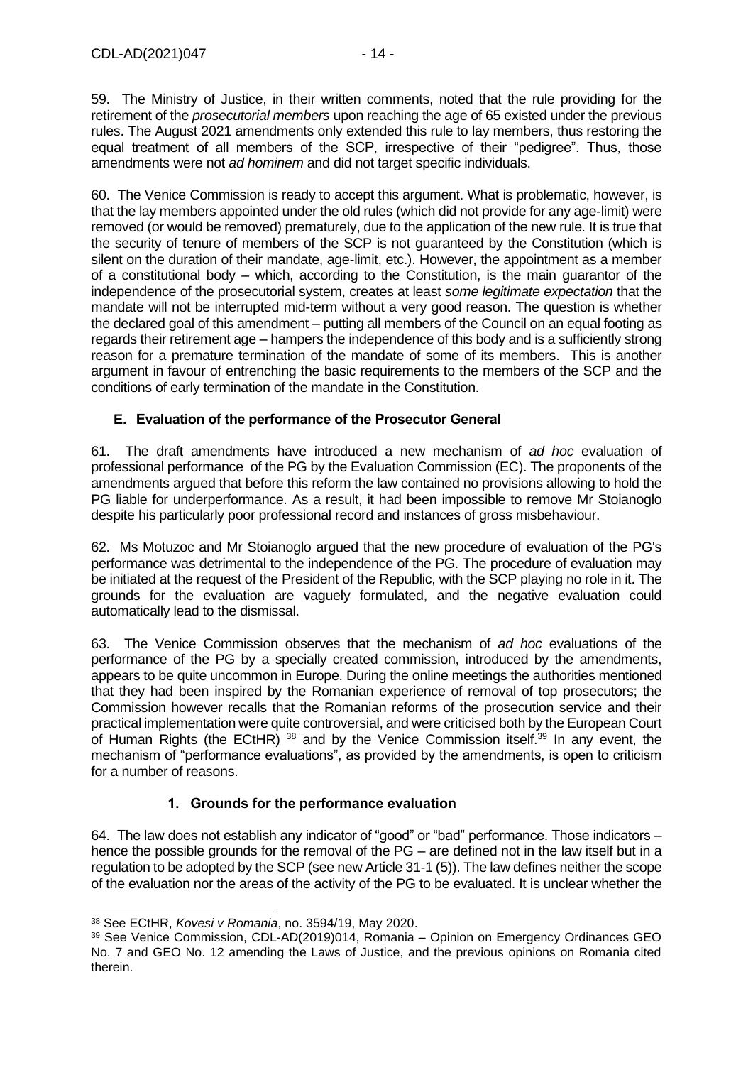59. The Ministry of Justice, in their written comments, noted that the rule providing for the retirement of the *prosecutorial members* upon reaching the age of 65 existed under the previous rules. The August 2021 amendments only extended this rule to lay members, thus restoring the equal treatment of all members of the SCP, irrespective of their "pedigree". Thus, those amendments were not *ad hominem* and did not target specific individuals.

60. The Venice Commission is ready to accept this argument. What is problematic, however, is that the lay members appointed under the old rules (which did not provide for any age-limit) were removed (or would be removed) prematurely, due to the application of the new rule. It is true that the security of tenure of members of the SCP is not guaranteed by the Constitution (which is silent on the duration of their mandate, age-limit, etc.). However, the appointment as a member of a constitutional body – which, according to the Constitution, is the main guarantor of the independence of the prosecutorial system, creates at least *some legitimate expectation* that the mandate will not be interrupted mid-term without a very good reason. The question is whether the declared goal of this amendment – putting all members of the Council on an equal footing as regards their retirement age – hampers the independence of this body and is a sufficiently strong reason for a premature termination of the mandate of some of its members. This is another argument in favour of entrenching the basic requirements to the members of the SCP and the conditions of early termination of the mandate in the Constitution.

### E. Evaluation of the performance of the Prosecutor General

61. The draft amendments have introduced a new mechanism of *ad hoc* evaluation of professional performance of the PG by the Evaluation Commission (EC). The proponents of the amendments argued that before this reform the law contained no provisions allowing to hold the PG liable for underperformance. As a result, it had been impossible to remove Mr Stoianoglo despite his particularly poor professional record and instances of gross misbehaviour.

62. Ms Motuzoc and Mr Stoianoglo argued that the new procedure of evaluation of the PG's performance was detrimental to the independence of the PG. The procedure of evaluation may be initiated at the request of the President of the Republic, with the SCP playing no role in it. The grounds for the evaluation are vaguely formulated, and the negative evaluation could automatically lead to the dismissal.

63. The Venice Commission observes that the mechanism of *ad hoc* evaluations of the performance of the PG by a specially created commission, introduced by the amendments, appears to be quite uncommon in Europe. During the online meetings the authorities mentioned that they had been inspired by the Romanian experience of removal of top prosecutors; the Commission however recalls that the Romanian reforms of the prosecution service and their practical implementation were quite controversial, and were criticised both by the European Court of Human Rights (the ECtHR) [38] and by the Venice Commission itself.[39] In any event, the mechanism of "performance evaluations", as provided by the amendments, is open to criticism for a number of reasons.

#### 1. Grounds for the performance evaluation

64. The law does not establish any indicator of "good" or "bad" performance. Those indicators – hence the possible grounds for the removal of the PG – are defined not in the law itself but in a regulation to be adopted by the SCP (see new Article 31-1 (5)). The law defines neither the scope of the evaluation nor the areas of the activity of the PG to be evaluated. It is unclear whether the

---

[38] See ECtHR, *Kovesi v Romania*, no. 3594/19, May 2020.

[39] See Venice Commission, CDL-AD(2019)014, Romania – Opinion on Emergency Ordinances GEO No. 7 and GEO No. 12 amending the Laws of Justice, and the previous opinions on Romania cited therein.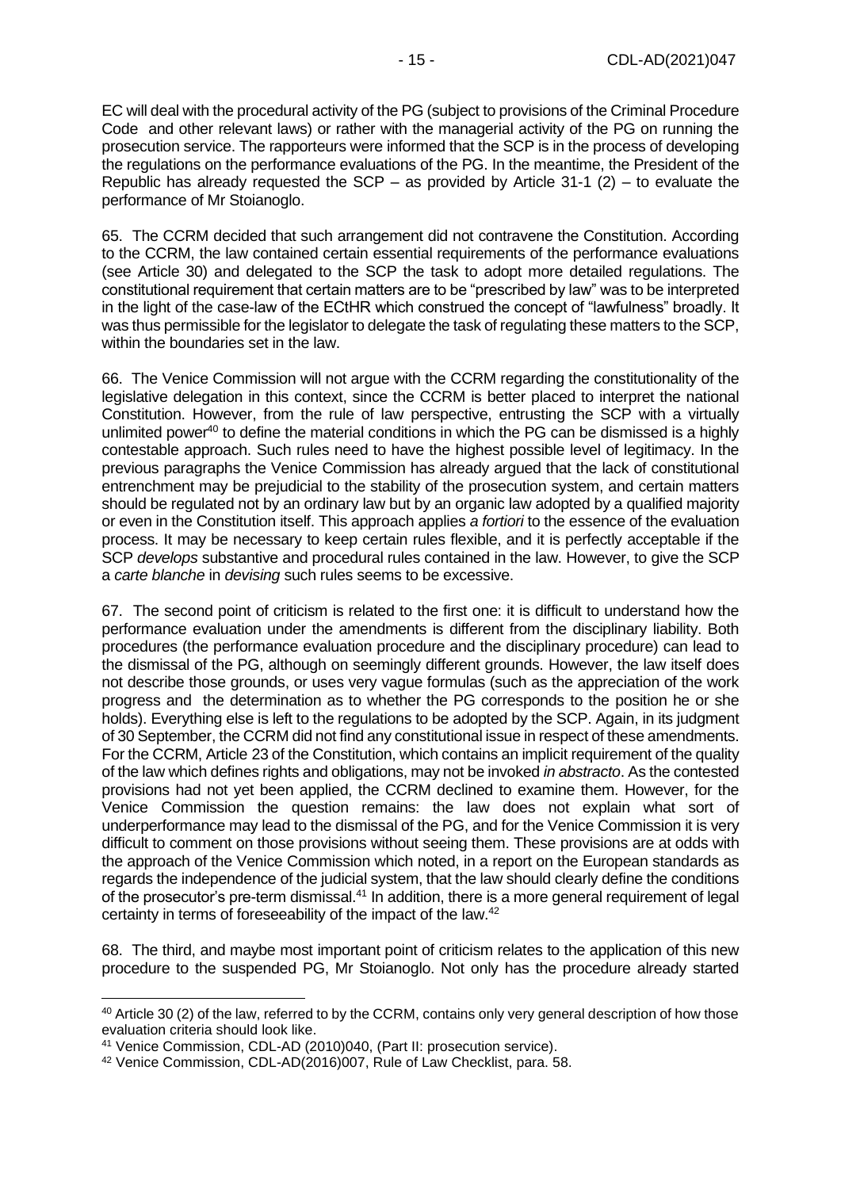EC will deal with the procedural activity of the PG (subject to provisions of the Criminal Procedure Code and other relevant laws) or rather with the managerial activity of the PG on running the prosecution service. The rapporteurs were informed that the SCP is in the process of developing the regulations on the performance evaluations of the PG. In the meantime, the President of the Republic has already requested the SCP – as provided by Article 31-1 (2) – to evaluate the performance of Mr Stoianoglo.

65. The CCRM decided that such arrangement did not contravene the Constitution. According to the CCRM, the law contained certain essential requirements of the performance evaluations (see Article 30) and delegated to the SCP the task to adopt more detailed regulations. The constitutional requirement that certain matters are to be "prescribed by law" was to be interpreted in the light of the case-law of the ECtHR which construed the concept of "lawfulness" broadly. It was thus permissible for the legislator to delegate the task of regulating these matters to the SCP, within the boundaries set in the law.

66. The Venice Commission will not argue with the CCRM regarding the constitutionality of the legislative delegation in this context, since the CCRM is better placed to interpret the national Constitution. However, from the rule of law perspective, entrusting the SCP with a virtually unlimited power[40] to define the material conditions in which the PG can be dismissed is a highly contestable approach. Such rules need to have the highest possible level of legitimacy. In the previous paragraphs the Venice Commission has already argued that the lack of constitutional entrenchment may be prejudicial to the stability of the prosecution system, and certain matters should be regulated not by an ordinary law but by an organic law adopted by a qualified majority or even in the Constitution itself. This approach applies *a fortiori* to the essence of the evaluation process. It may be necessary to keep certain rules flexible, and it is perfectly acceptable if the SCP *develops* substantive and procedural rules contained in the law. However, to give the SCP a *carte blanche* in *devising* such rules seems to be excessive.

67. The second point of criticism is related to the first one: it is difficult to understand how the performance evaluation under the amendments is different from the disciplinary liability. Both procedures (the performance evaluation procedure and the disciplinary procedure) can lead to the dismissal of the PG, although on seemingly different grounds. However, the law itself does not describe those grounds, or uses very vague formulas (such as the appreciation of the work progress and the determination as to whether the PG corresponds to the position he or she holds). Everything else is left to the regulations to be adopted by the SCP. Again, in its judgment of 30 September, the CCRM did not find any constitutional issue in respect of these amendments. For the CCRM, Article 23 of the Constitution, which contains an implicit requirement of the quality of the law which defines rights and obligations, may not be invoked *in abstracto*. As the contested provisions had not yet been applied, the CCRM declined to examine them. However, for the Venice Commission the question remains: the law does not explain what sort of underperformance may lead to the dismissal of the PG, and for the Venice Commission it is very difficult to comment on those provisions without seeing them. These provisions are at odds with the approach of the Venice Commission which noted, in a report on the European standards as regards the independence of the judicial system, that the law should clearly define the conditions of the prosecutor's pre-term dismissal.[41] In addition, there is a more general requirement of legal certainty in terms of foreseeability of the impact of the law.[42]

68. The third, and maybe most important point of criticism relates to the application of this new procedure to the suspended PG, Mr Stoianoglo. Not only has the procedure already started

---

[40] Article 30 (2) of the law, referred to by the CCRM, contains only very general description of how those evaluation criteria should look like.

[41] Venice Commission, CDL-AD (2010)040, (Part II: prosecution service).

[42] Venice Commission, CDL-AD(2016)007, Rule of Law Checklist, para. 58.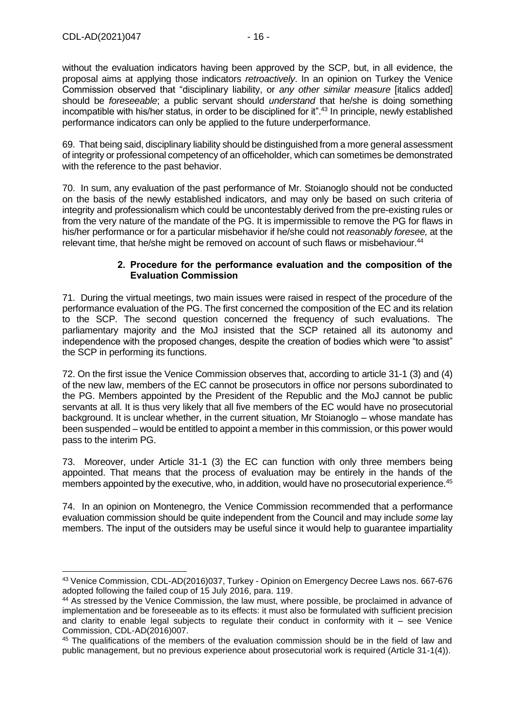without the evaluation indicators having been approved by the SCP, but, in all evidence, the proposal aims at applying those indicators *retroactively*. In an opinion on Turkey the Venice Commission observed that "disciplinary liability, or *any other similar measure* [italics added] should be *foreseeable*; a public servant should *understand* that he/she is doing something incompatible with his/her status, in order to be disciplined for it".[43] In principle, newly established performance indicators can only be applied to the future underperformance.

69. That being said, disciplinary liability should be distinguished from a more general assessment of integrity or professional competency of an officeholder, which can sometimes be demonstrated with the reference to the past behavior.

70. In sum, any evaluation of the past performance of Mr. Stoianoglo should not be conducted on the basis of the newly established indicators, and may only be based on such criteria of integrity and professionalism which could be uncontestably derived from the pre-existing rules or from the very nature of the mandate of the PG. It is impermissible to remove the PG for flaws in his/her performance or for a particular misbehavior if he/she could not *reasonably foresee,* at the relevant time, that he/she might be removed on account of such flaws or misbehaviour.[44]

### 2. Procedure for the performance evaluation and the composition of the Evaluation Commission

71. During the virtual meetings, two main issues were raised in respect of the procedure of the performance evaluation of the PG. The first concerned the composition of the EC and its relation to the SCP. The second question concerned the frequency of such evaluations. The parliamentary majority and the MoJ insisted that the SCP retained all its autonomy and independence with the proposed changes, despite the creation of bodies which were "to assist" the SCP in performing its functions.

72. On the first issue the Venice Commission observes that, according to article 31-1 (3) and (4) of the new law, members of the EC cannot be prosecutors in office nor persons subordinated to the PG. Members appointed by the President of the Republic and the MoJ cannot be public servants at all. It is thus very likely that all five members of the EC would have no prosecutorial background. It is unclear whether, in the current situation, Mr Stoianoglo – whose mandate has been suspended – would be entitled to appoint a member in this commission, or this power would pass to the interim PG.

73. Moreover, under Article 31-1 (3) the EC can function with only three members being appointed. That means that the process of evaluation may be entirely in the hands of the members appointed by the executive, who, in addition, would have no prosecutorial experience.[45]

74. In an opinion on Montenegro, the Venice Commission recommended that a performance evaluation commission should be quite independent from the Council and may include *some* lay members. The input of the outsiders may be useful since it would help to guarantee impartiality

---

[43] Venice Commission, CDL-AD(2016)037, Turkey - Opinion on Emergency Decree Laws nos. 667-676 adopted following the failed coup of 15 July 2016, para. 119.

[44] As stressed by the Venice Commission, the law must, where possible, be proclaimed in advance of implementation and be foreseeable as to its effects: it must also be formulated with sufficient precision and clarity to enable legal subjects to regulate their conduct in conformity with it – see Venice Commission, CDL-AD(2016)007.

[45] The qualifications of the members of the evaluation commission should be in the field of law and public management, but no previous experience about prosecutorial work is required (Article 31-1(4)).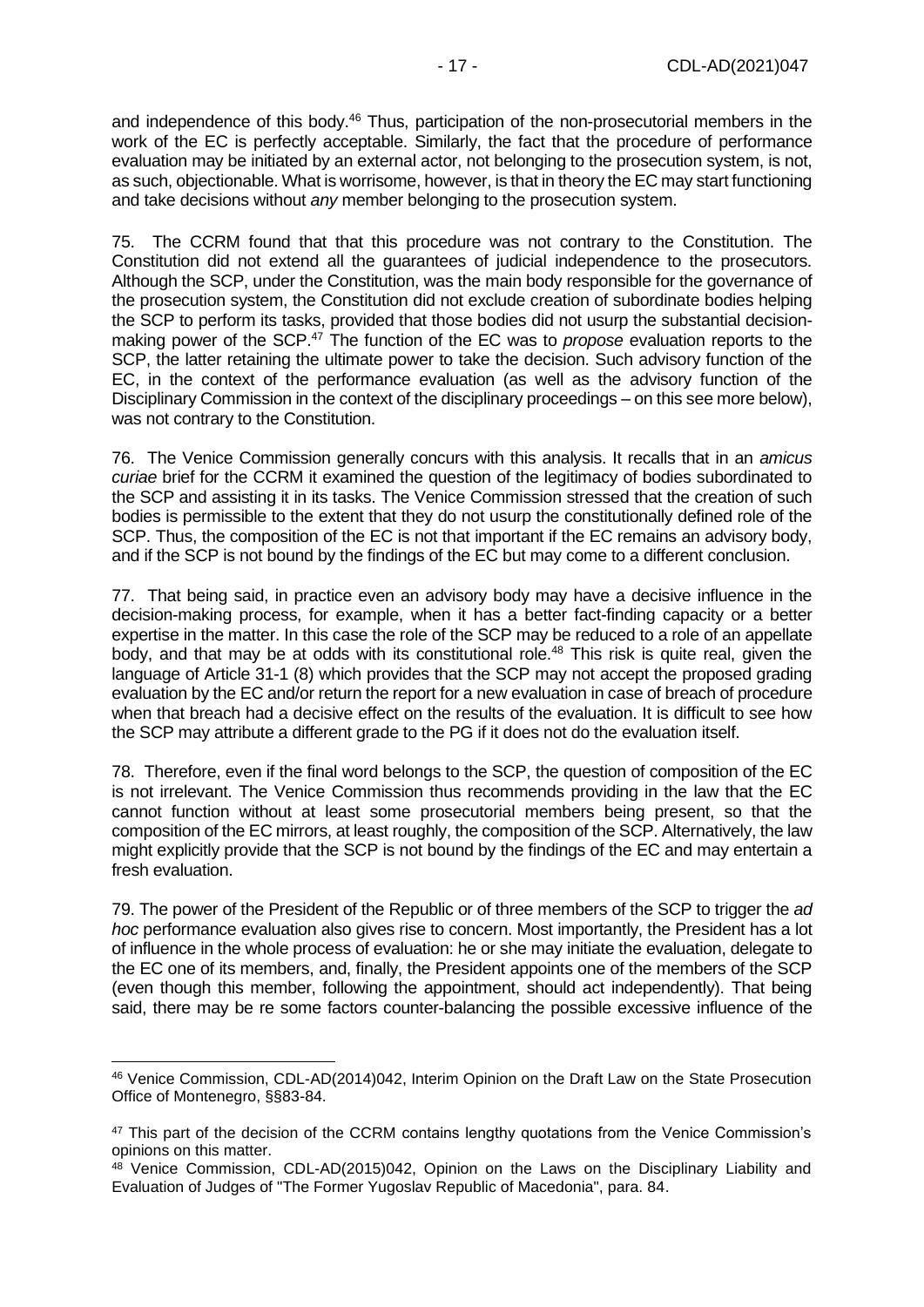and independence of this body.[46] Thus, participation of the non-prosecutorial members in the work of the EC is perfectly acceptable. Similarly, the fact that the procedure of performance evaluation may be initiated by an external actor, not belonging to the prosecution system, is not, as such, objectionable. What is worrisome, however, is that in theory the EC may start functioning and take decisions without *any* member belonging to the prosecution system.

75. The CCRM found that that this procedure was not contrary to the Constitution. The Constitution did not extend all the guarantees of judicial independence to the prosecutors. Although the SCP, under the Constitution, was the main body responsible for the governance of the prosecution system, the Constitution did not exclude creation of subordinate bodies helping the SCP to perform its tasks, provided that those bodies did not usurp the substantial decision-making power of the SCP.[47] The function of the EC was to *propose* evaluation reports to the SCP, the latter retaining the ultimate power to take the decision. Such advisory function of the EC, in the context of the performance evaluation (as well as the advisory function of the Disciplinary Commission in the context of the disciplinary proceedings – on this see more below), was not contrary to the Constitution.

76. The Venice Commission generally concurs with this analysis. It recalls that in an *amicus curiae* brief for the CCRM it examined the question of the legitimacy of bodies subordinated to the SCP and assisting it in its tasks. The Venice Commission stressed that the creation of such bodies is permissible to the extent that they do not usurp the constitutionally defined role of the SCP. Thus, the composition of the EC is not that important if the EC remains an advisory body, and if the SCP is not bound by the findings of the EC but may come to a different conclusion.

77. That being said, in practice even an advisory body may have a decisive influence in the decision-making process, for example, when it has a better fact-finding capacity or a better expertise in the matter. In this case the role of the SCP may be reduced to a role of an appellate body, and that may be at odds with its constitutional role.[48] This risk is quite real, given the language of Article 31-1 (8) which provides that the SCP may not accept the proposed grading evaluation by the EC and/or return the report for a new evaluation in case of breach of procedure when that breach had a decisive effect on the results of the evaluation. It is difficult to see how the SCP may attribute a different grade to the PG if it does not do the evaluation itself.

78. Therefore, even if the final word belongs to the SCP, the question of composition of the EC is not irrelevant. The Venice Commission thus recommends providing in the law that the EC cannot function without at least some prosecutorial members being present, so that the composition of the EC mirrors, at least roughly, the composition of the SCP. Alternatively, the law might explicitly provide that the SCP is not bound by the findings of the EC and may entertain a fresh evaluation.

79. The power of the President of the Republic or of three members of the SCP to trigger the *ad hoc* performance evaluation also gives rise to concern. Most importantly, the President has a lot of influence in the whole process of evaluation: he or she may initiate the evaluation, delegate to the EC one of its members, and, finally, the President appoints one of the members of the SCP (even though this member, following the appointment, should act independently). That being said, there may be re some factors counter-balancing the possible excessive influence of the

---

[46] Venice Commission, CDL-AD(2014)042, Interim Opinion on the Draft Law on the State Prosecution Office of Montenegro, §§83-84.

[47] This part of the decision of the CCRM contains lengthy quotations from the Venice Commission's opinions on this matter.

[48] Venice Commission, CDL-AD(2015)042, Opinion on the Laws on the Disciplinary Liability and Evaluation of Judges of "The Former Yugoslav Republic of Macedonia", para. 84.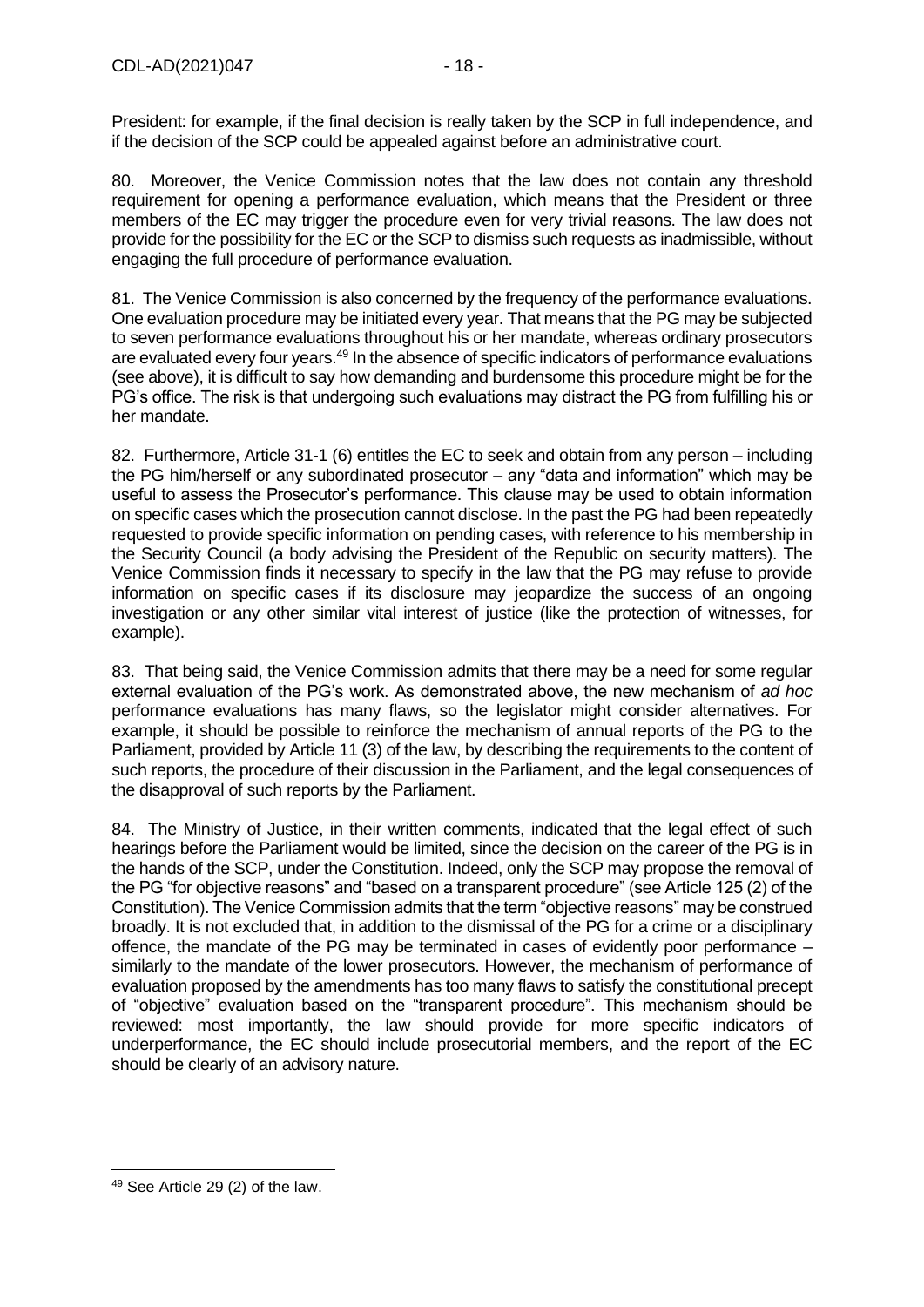President: for example, if the final decision is really taken by the SCP in full independence, and if the decision of the SCP could be appealed against before an administrative court.

80. Moreover, the Venice Commission notes that the law does not contain any threshold requirement for opening a performance evaluation, which means that the President or three members of the EC may trigger the procedure even for very trivial reasons. The law does not provide for the possibility for the EC or the SCP to dismiss such requests as inadmissible, without engaging the full procedure of performance evaluation.

81. The Venice Commission is also concerned by the frequency of the performance evaluations. One evaluation procedure may be initiated every year. That means that the PG may be subjected to seven performance evaluations throughout his or her mandate, whereas ordinary prosecutors are evaluated every four years.[49] In the absence of specific indicators of performance evaluations (see above), it is difficult to say how demanding and burdensome this procedure might be for the PG's office. The risk is that undergoing such evaluations may distract the PG from fulfilling his or her mandate.

82. Furthermore, Article 31-1 (6) entitles the EC to seek and obtain from any person – including the PG him/herself or any subordinated prosecutor – any "data and information" which may be useful to assess the Prosecutor's performance. This clause may be used to obtain information on specific cases which the prosecution cannot disclose. In the past the PG had been repeatedly requested to provide specific information on pending cases, with reference to his membership in the Security Council (a body advising the President of the Republic on security matters). The Venice Commission finds it necessary to specify in the law that the PG may refuse to provide information on specific cases if its disclosure may jeopardize the success of an ongoing investigation or any other similar vital interest of justice (like the protection of witnesses, for example).

83. That being said, the Venice Commission admits that there may be a need for some regular external evaluation of the PG's work. As demonstrated above, the new mechanism of *ad hoc* performance evaluations has many flaws, so the legislator might consider alternatives. For example, it should be possible to reinforce the mechanism of annual reports of the PG to the Parliament, provided by Article 11 (3) of the law, by describing the requirements to the content of such reports, the procedure of their discussion in the Parliament, and the legal consequences of the disapproval of such reports by the Parliament.

84. The Ministry of Justice, in their written comments, indicated that the legal effect of such hearings before the Parliament would be limited, since the decision on the career of the PG is in the hands of the SCP, under the Constitution. Indeed, only the SCP may propose the removal of the PG "for objective reasons" and "based on a transparent procedure" (see Article 125 (2) of the Constitution). The Venice Commission admits that the term "objective reasons" may be construed broadly. It is not excluded that, in addition to the dismissal of the PG for a crime or a disciplinary offence, the mandate of the PG may be terminated in cases of evidently poor performance – similarly to the mandate of the lower prosecutors. However, the mechanism of performance of evaluation proposed by the amendments has too many flaws to satisfy the constitutional precept of "objective" evaluation based on the "transparent procedure". This mechanism should be reviewed: most importantly, the law should provide for more specific indicators of underperformance, the EC should include prosecutorial members, and the report of the EC should be clearly of an advisory nature.

---

[49] See Article 29 (2) of the law.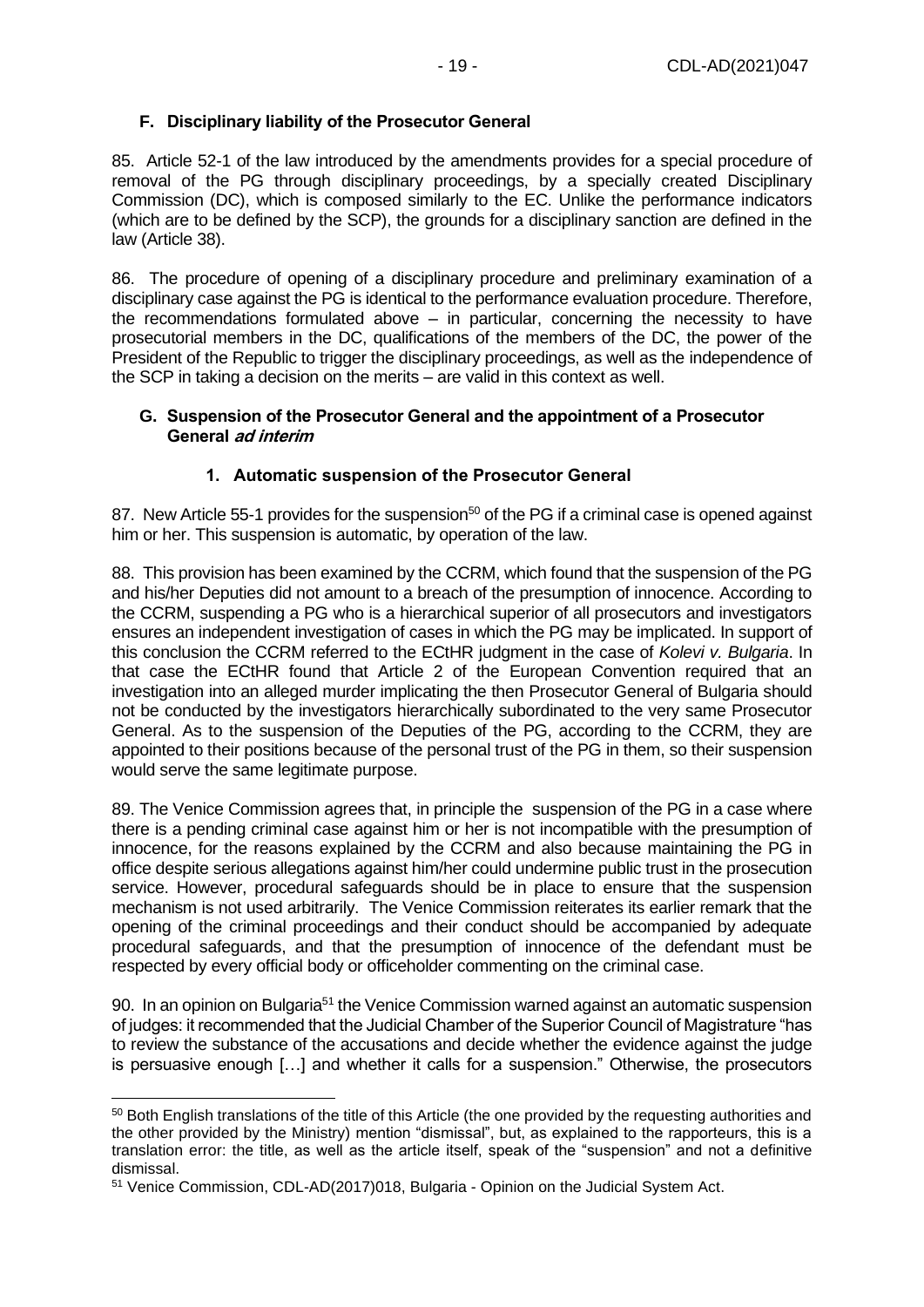## F. Disciplinary liability of the Prosecutor General

85. Article 52-1 of the law introduced by the amendments provides for a special procedure of removal of the PG through disciplinary proceedings, by a specially created Disciplinary Commission (DC), which is composed similarly to the EC. Unlike the performance indicators (which are to be defined by the SCP), the grounds for a disciplinary sanction are defined in the law (Article 38).

86. The procedure of opening of a disciplinary procedure and preliminary examination of a disciplinary case against the PG is identical to the performance evaluation procedure. Therefore, the recommendations formulated above – in particular, concerning the necessity to have prosecutorial members in the DC, qualifications of the members of the DC, the power of the President of the Republic to trigger the disciplinary proceedings, as well as the independence of the SCP in taking a decision on the merits – are valid in this context as well.

## G. Suspension of the Prosecutor General and the appointment of a Prosecutor General *ad interim*

### 1. Automatic suspension of the Prosecutor General

87. New Article 55-1 provides for the suspension[50] of the PG if a criminal case is opened against him or her. This suspension is automatic, by operation of the law.

88. This provision has been examined by the CCRM, which found that the suspension of the PG and his/her Deputies did not amount to a breach of the presumption of innocence. According to the CCRM, suspending a PG who is a hierarchical superior of all prosecutors and investigators ensures an independent investigation of cases in which the PG may be implicated. In support of this conclusion the CCRM referred to the ECtHR judgment in the case of *Kolevi v. Bulgaria*. In that case the ECtHR found that Article 2 of the European Convention required that an investigation into an alleged murder implicating the then Prosecutor General of Bulgaria should not be conducted by the investigators hierarchically subordinated to the very same Prosecutor General. As to the suspension of the Deputies of the PG, according to the CCRM, they are appointed to their positions because of the personal trust of the PG in them, so their suspension would serve the same legitimate purpose.

89. The Venice Commission agrees that, in principle the suspension of the PG in a case where there is a pending criminal case against him or her is not incompatible with the presumption of innocence, for the reasons explained by the CCRM and also because maintaining the PG in office despite serious allegations against him/her could undermine public trust in the prosecution service. However, procedural safeguards should be in place to ensure that the suspension mechanism is not used arbitrarily. The Venice Commission reiterates its earlier remark that the opening of the criminal proceedings and their conduct should be accompanied by adequate procedural safeguards, and that the presumption of innocence of the defendant must be respected by every official body or officeholder commenting on the criminal case.

90. In an opinion on Bulgaria[51] the Venice Commission warned against an automatic suspension of judges: it recommended that the Judicial Chamber of the Superior Council of Magistrature "has to review the substance of the accusations and decide whether the evidence against the judge is persuasive enough […] and whether it calls for a suspension." Otherwise, the prosecutors

---

[50] Both English translations of the title of this Article (the one provided by the requesting authorities and the other provided by the Ministry) mention "dismissal", but, as explained to the rapporteurs, this is a translation error: the title, as well as the article itself, speak of the "suspension" and not a definitive dismissal.

[51] Venice Commission, CDL-AD(2017)018, Bulgaria - Opinion on the Judicial System Act.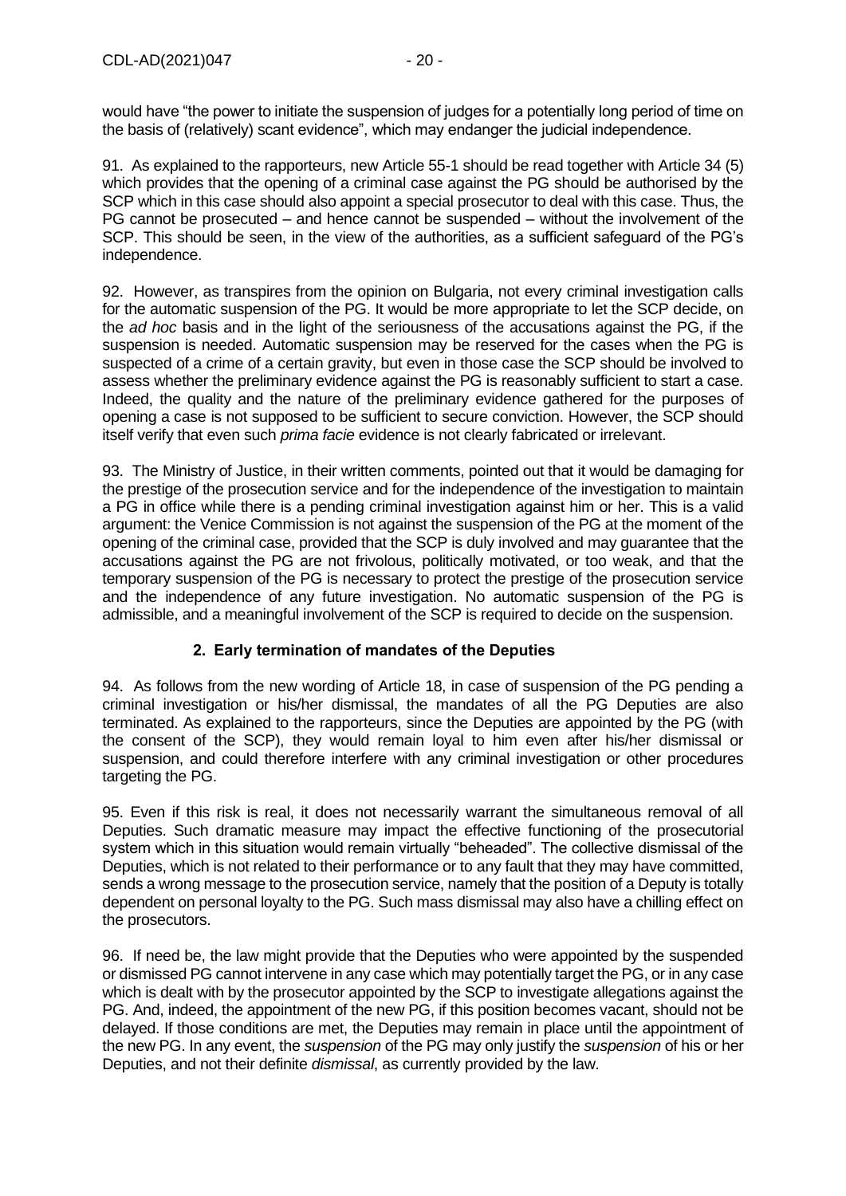would have "the power to initiate the suspension of judges for a potentially long period of time on the basis of (relatively) scant evidence", which may endanger the judicial independence.

91. As explained to the rapporteurs, new Article 55-1 should be read together with Article 34 (5) which provides that the opening of a criminal case against the PG should be authorised by the SCP which in this case should also appoint a special prosecutor to deal with this case. Thus, the PG cannot be prosecuted – and hence cannot be suspended – without the involvement of the SCP. This should be seen, in the view of the authorities, as a sufficient safeguard of the PG's independence.

92. However, as transpires from the opinion on Bulgaria, not every criminal investigation calls for the automatic suspension of the PG. It would be more appropriate to let the SCP decide, on the *ad hoc* basis and in the light of the seriousness of the accusations against the PG, if the suspension is needed. Automatic suspension may be reserved for the cases when the PG is suspected of a crime of a certain gravity, but even in those case the SCP should be involved to assess whether the preliminary evidence against the PG is reasonably sufficient to start a case. Indeed, the quality and the nature of the preliminary evidence gathered for the purposes of opening a case is not supposed to be sufficient to secure conviction. However, the SCP should itself verify that even such *prima facie* evidence is not clearly fabricated or irrelevant.

93. The Ministry of Justice, in their written comments, pointed out that it would be damaging for the prestige of the prosecution service and for the independence of the investigation to maintain a PG in office while there is a pending criminal investigation against him or her. This is a valid argument: the Venice Commission is not against the suspension of the PG at the moment of the opening of the criminal case, provided that the SCP is duly involved and may guarantee that the accusations against the PG are not frivolous, politically motivated, or too weak, and that the temporary suspension of the PG is necessary to protect the prestige of the prosecution service and the independence of any future investigation. No automatic suspension of the PG is admissible, and a meaningful involvement of the SCP is required to decide on the suspension.

### 2. Early termination of mandates of the Deputies

94. As follows from the new wording of Article 18, in case of suspension of the PG pending a criminal investigation or his/her dismissal, the mandates of all the PG Deputies are also terminated. As explained to the rapporteurs, since the Deputies are appointed by the PG (with the consent of the SCP), they would remain loyal to him even after his/her dismissal or suspension, and could therefore interfere with any criminal investigation or other procedures targeting the PG.

95. Even if this risk is real, it does not necessarily warrant the simultaneous removal of all Deputies. Such dramatic measure may impact the effective functioning of the prosecutorial system which in this situation would remain virtually "beheaded". The collective dismissal of the Deputies, which is not related to their performance or to any fault that they may have committed, sends a wrong message to the prosecution service, namely that the position of a Deputy is totally dependent on personal loyalty to the PG. Such mass dismissal may also have a chilling effect on the prosecutors.

96. If need be, the law might provide that the Deputies who were appointed by the suspended or dismissed PG cannot intervene in any case which may potentially target the PG, or in any case which is dealt with by the prosecutor appointed by the SCP to investigate allegations against the PG. And, indeed, the appointment of the new PG, if this position becomes vacant, should not be delayed. If those conditions are met, the Deputies may remain in place until the appointment of the new PG. In any event, the *suspension* of the PG may only justify the *suspension* of his or her Deputies, and not their definite *dismissal*, as currently provided by the law.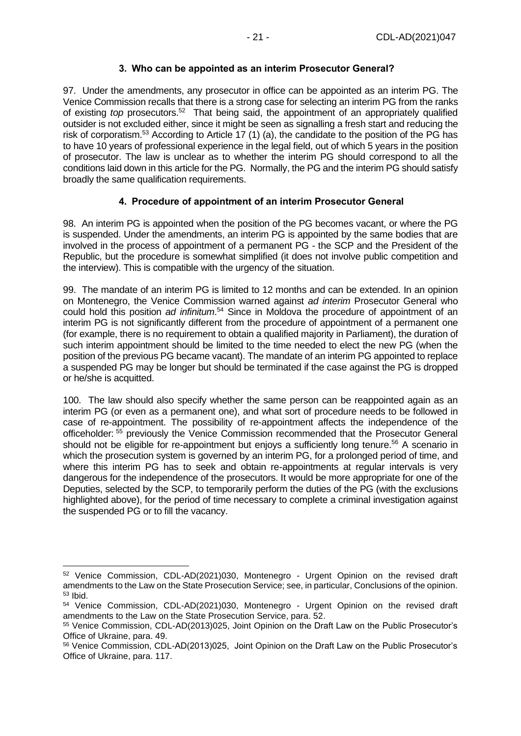### 3. Who can be appointed as an interim Prosecutor General?

97. Under the amendments, any prosecutor in office can be appointed as an interim PG. The Venice Commission recalls that there is a strong case for selecting an interim PG from the ranks of existing *top* prosecutors.[52] That being said, the appointment of an appropriately qualified outsider is not excluded either, since it might be seen as signalling a fresh start and reducing the risk of corporatism.[53] According to Article 17 (1) (a), the candidate to the position of the PG has to have 10 years of professional experience in the legal field, out of which 5 years in the position of prosecutor. The law is unclear as to whether the interim PG should correspond to all the conditions laid down in this article for the PG. Normally, the PG and the interim PG should satisfy broadly the same qualification requirements.

### 4. Procedure of appointment of an interim Prosecutor General

98. An interim PG is appointed when the position of the PG becomes vacant, or where the PG is suspended. Under the amendments, an interim PG is appointed by the same bodies that are involved in the process of appointment of a permanent PG - the SCP and the President of the Republic, but the procedure is somewhat simplified (it does not involve public competition and the interview). This is compatible with the urgency of the situation.

99. The mandate of an interim PG is limited to 12 months and can be extended. In an opinion on Montenegro, the Venice Commission warned against *ad interim* Prosecutor General who could hold this position *ad infinitum*.[54] Since in Moldova the procedure of appointment of an interim PG is not significantly different from the procedure of appointment of a permanent one (for example, there is no requirement to obtain a qualified majority in Parliament), the duration of such interim appointment should be limited to the time needed to elect the new PG (when the position of the previous PG became vacant). The mandate of an interim PG appointed to replace a suspended PG may be longer but should be terminated if the case against the PG is dropped or he/she is acquitted.

100. The law should also specify whether the same person can be reappointed again as an interim PG (or even as a permanent one), and what sort of procedure needs to be followed in case of re-appointment. The possibility of re-appointment affects the independence of the officeholder: [55] previously the Venice Commission recommended that the Prosecutor General should not be eligible for re-appointment but enjoys a sufficiently long tenure.[56] A scenario in which the prosecution system is governed by an interim PG, for a prolonged period of time, and where this interim PG has to seek and obtain re-appointments at regular intervals is very dangerous for the independence of the prosecutors. It would be more appropriate for one of the Deputies, selected by the SCP, to temporarily perform the duties of the PG (with the exclusions highlighted above), for the period of time necessary to complete a criminal investigation against the suspended PG or to fill the vacancy.

---

[52] Venice Commission, CDL-AD(2021)030, Montenegro - Urgent Opinion on the revised draft amendments to the Law on the State Prosecution Service; see, in particular, Conclusions of the opinion.

[53] Ibid.

[54] Venice Commission, CDL-AD(2021)030, Montenegro - Urgent Opinion on the revised draft amendments to the Law on the State Prosecution Service, para. 52.

[55] Venice Commission, CDL-AD(2013)025, Joint Opinion on the Draft Law on the Public Prosecutor's Office of Ukraine, para. 49.

[56] Venice Commission, CDL-AD(2013)025, Joint Opinion on the Draft Law on the Public Prosecutor's Office of Ukraine, para. 117.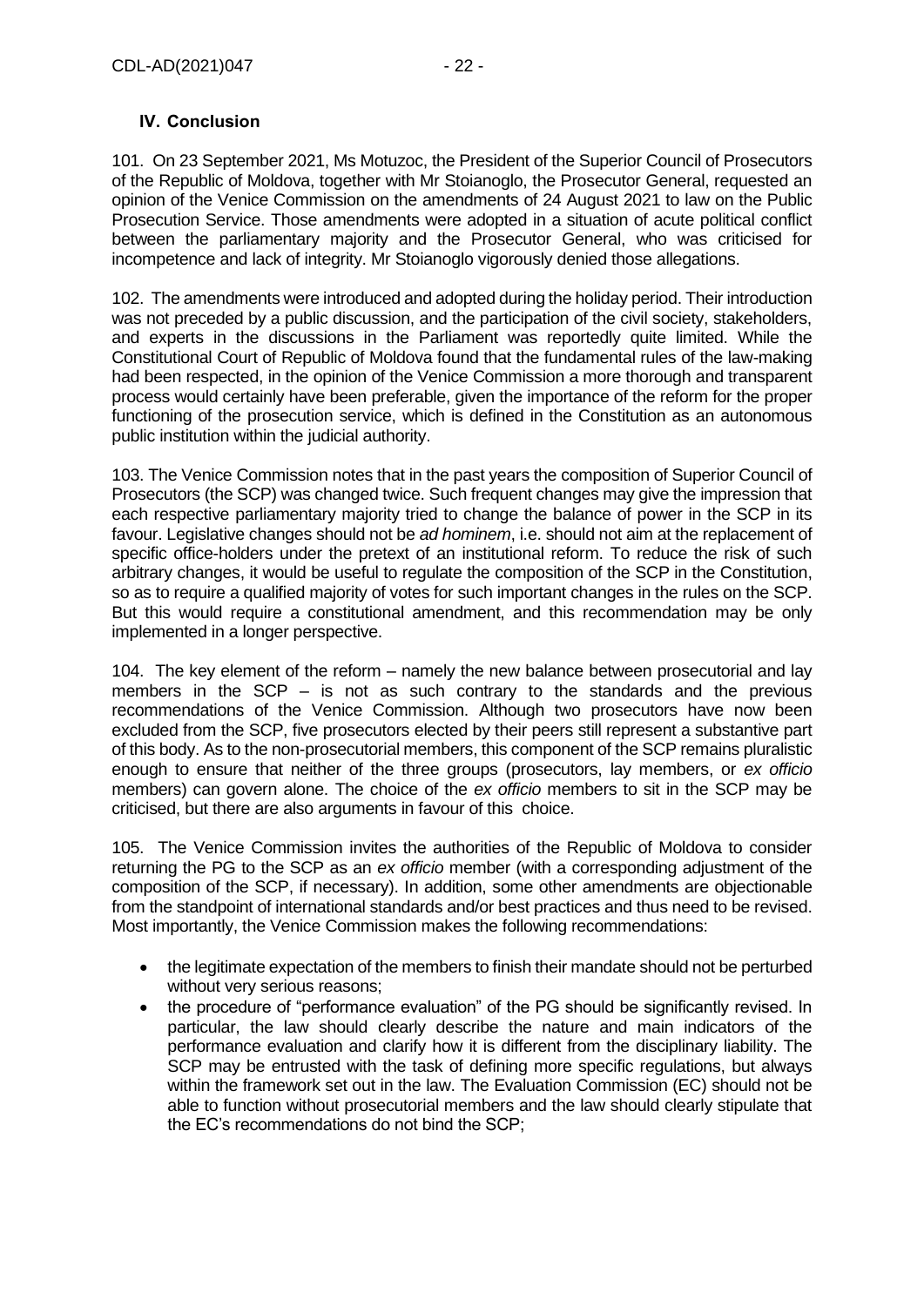## IV. Conclusion

101. On 23 September 2021, Ms Motuzoc, the President of the Superior Council of Prosecutors of the Republic of Moldova, together with Mr Stoianoglo, the Prosecutor General, requested an opinion of the Venice Commission on the amendments of 24 August 2021 to law on the Public Prosecution Service. Those amendments were adopted in a situation of acute political conflict between the parliamentary majority and the Prosecutor General, who was criticised for incompetence and lack of integrity. Mr Stoianoglo vigorously denied those allegations.

102. The amendments were introduced and adopted during the holiday period. Their introduction was not preceded by a public discussion, and the participation of the civil society, stakeholders, and experts in the discussions in the Parliament was reportedly quite limited. While the Constitutional Court of Republic of Moldova found that the fundamental rules of the law-making had been respected, in the opinion of the Venice Commission a more thorough and transparent process would certainly have been preferable, given the importance of the reform for the proper functioning of the prosecution service, which is defined in the Constitution as an autonomous public institution within the judicial authority.

103. The Venice Commission notes that in the past years the composition of Superior Council of Prosecutors (the SCP) was changed twice. Such frequent changes may give the impression that each respective parliamentary majority tried to change the balance of power in the SCP in its favour. Legislative changes should not be *ad hominem*, i.e. should not aim at the replacement of specific office-holders under the pretext of an institutional reform. To reduce the risk of such arbitrary changes, it would be useful to regulate the composition of the SCP in the Constitution, so as to require a qualified majority of votes for such important changes in the rules on the SCP. But this would require a constitutional amendment, and this recommendation may be only implemented in a longer perspective.

104. The key element of the reform – namely the new balance between prosecutorial and lay members in the SCP – is not as such contrary to the standards and the previous recommendations of the Venice Commission. Although two prosecutors have now been excluded from the SCP, five prosecutors elected by their peers still represent a substantive part of this body. As to the non-prosecutorial members, this component of the SCP remains pluralistic enough to ensure that neither of the three groups (prosecutors, lay members, or *ex officio* members) can govern alone. The choice of the *ex officio* members to sit in the SCP may be criticised, but there are also arguments in favour of this choice.

105. The Venice Commission invites the authorities of the Republic of Moldova to consider returning the PG to the SCP as an *ex officio* member (with a corresponding adjustment of the composition of the SCP, if necessary). In addition, some other amendments are objectionable from the standpoint of international standards and/or best practices and thus need to be revised. Most importantly, the Venice Commission makes the following recommendations:

- the legitimate expectation of the members to finish their mandate should not be perturbed without very serious reasons;
- the procedure of "performance evaluation" of the PG should be significantly revised. In particular, the law should clearly describe the nature and main indicators of the performance evaluation and clarify how it is different from the disciplinary liability. The SCP may be entrusted with the task of defining more specific regulations, but always within the framework set out in the law. The Evaluation Commission (EC) should not be able to function without prosecutorial members and the law should clearly stipulate that the EC's recommendations do not bind the SCP;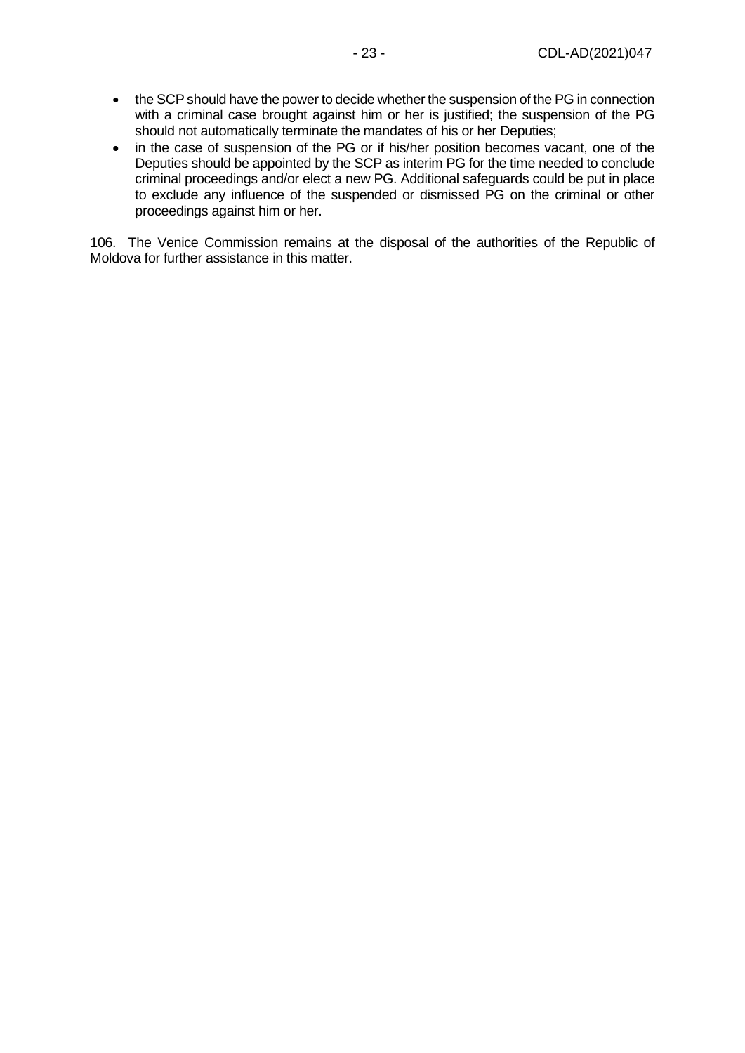- the SCP should have the power to decide whether the suspension of the PG in connection with a criminal case brought against him or her is justified; the suspension of the PG should not automatically terminate the mandates of his or her Deputies;
- in the case of suspension of the PG or if his/her position becomes vacant, one of the Deputies should be appointed by the SCP as interim PG for the time needed to conclude criminal proceedings and/or elect a new PG. Additional safeguards could be put in place to exclude any influence of the suspended or dismissed PG on the criminal or other proceedings against him or her.

106. The Venice Commission remains at the disposal of the authorities of the Republic of Moldova for further assistance in this matter.